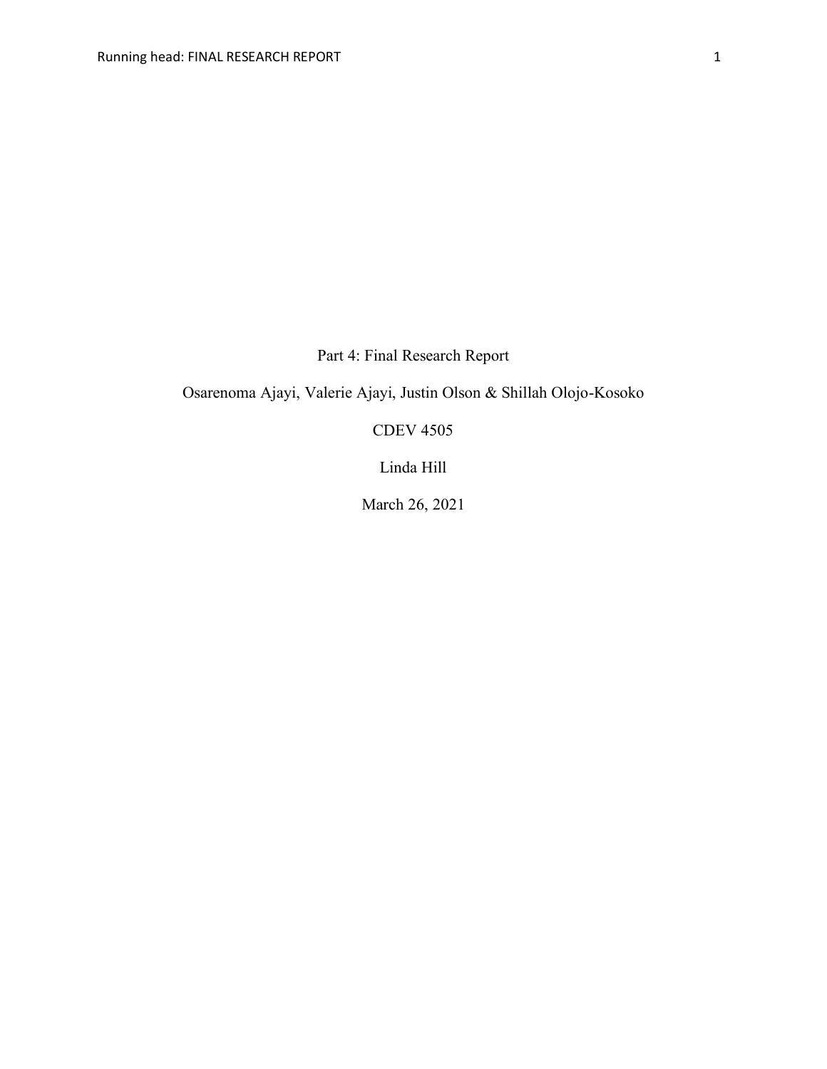Part 4: Final Research Report

Osarenoma Ajayi, Valerie Ajayi, Justin Olson & Shillah Olojo-Kosoko

CDEV 4505

Linda Hill

March 26, 2021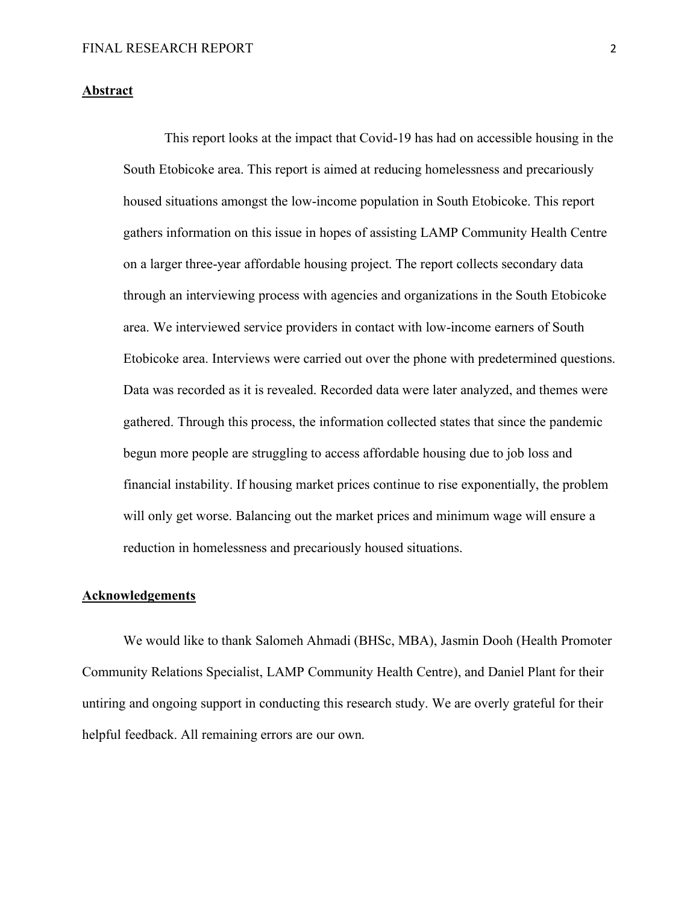**Abstract**

This report looks at the impact that Covid-19 has had on accessible housing in the South Etobicoke area. This report is aimed at reducing homelessness and precariously housed situations amongst the low-income population in South Etobicoke. This report gathers information on this issue in hopes of assisting LAMP Community Health Centre on a larger three-year affordable housing project. The report collects secondary data through an interviewing process with agencies and organizations in the South Etobicoke area. We interviewed service providers in contact with low-income earners of South Etobicoke area. Interviews were carried out over the phone with predetermined questions. Data was recorded as it is revealed. Recorded data were later analyzed, and themes were gathered. Through this process, the information collected states that since the pandemic begun more people are struggling to access affordable housing due to job loss and financial instability. If housing market prices continue to rise exponentially, the problem will only get worse. Balancing out the market prices and minimum wage will ensure a reduction in homelessness and precariously housed situations.

**Acknowledgements**

We would like to thank Salomeh Ahmadi (BHSc, MBA), Jasmin Dooh (Health Promoter Community Relations Specialist, LAMP Community Health Centre), and Daniel Plant for their untiring and ongoing support in conducting this research study. We are overly grateful for their helpful feedback. All remaining errors are our own.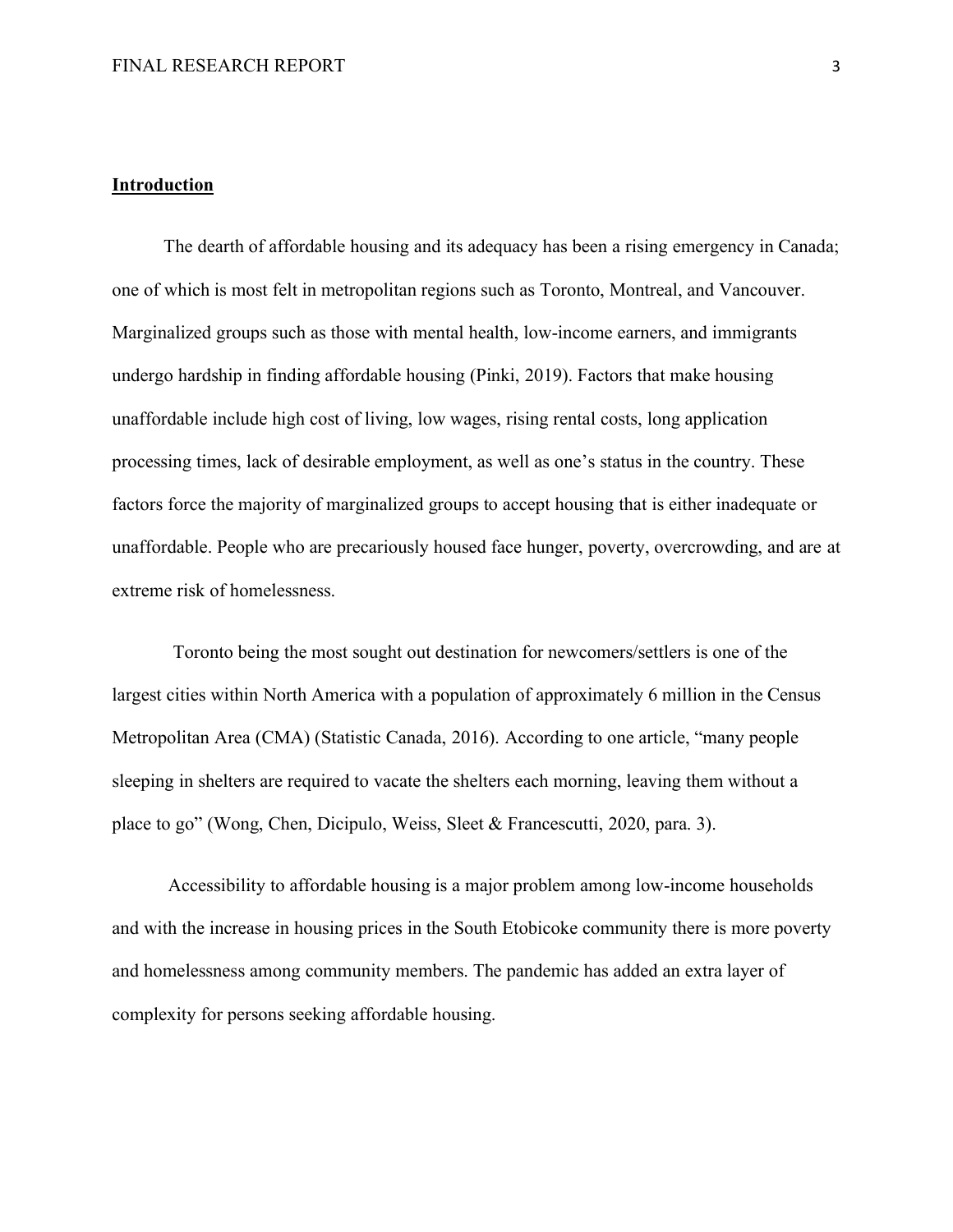## Introduction

The dearth of affordable housing and its adequacy has been a rising emergency in Canada; one of which is most felt in metropolitan regions such as Toronto, Montreal, and Vancouver. Marginalized groups such as those with mental health, low-income earners, and immigrants undergo hardship in finding affordable housing (Pinki, 2019). Factors that make housing unaffordable include high cost of living, low wages, rising rental costs, long application processing times, lack of desirable employment, as well as one's status in the country. These factors force the majority of marginalized groups to accept housing that is either inadequate or unaffordable. People who are precariously housed face hunger, poverty, overcrowding, and are at extreme risk of homelessness.

Toronto being the most sought out destination for newcomers/settlers is one of the largest cities within North America with a population of approximately 6 million in the Census Metropolitan Area (CMA) (Statistic Canada, 2016). According to one article, "many people sleeping in shelters are required to vacate the shelters each morning, leaving them without a place to go" (Wong, Chen, Dicipulo, Weiss, Sleet & Francescutti, 2020, para. 3).

Accessibility to affordable housing is a major problem among low-income households and with the increase in housing prices in the South Etobicoke community there is more poverty and homelessness among community members. The pandemic has added an extra layer of complexity for persons seeking affordable housing.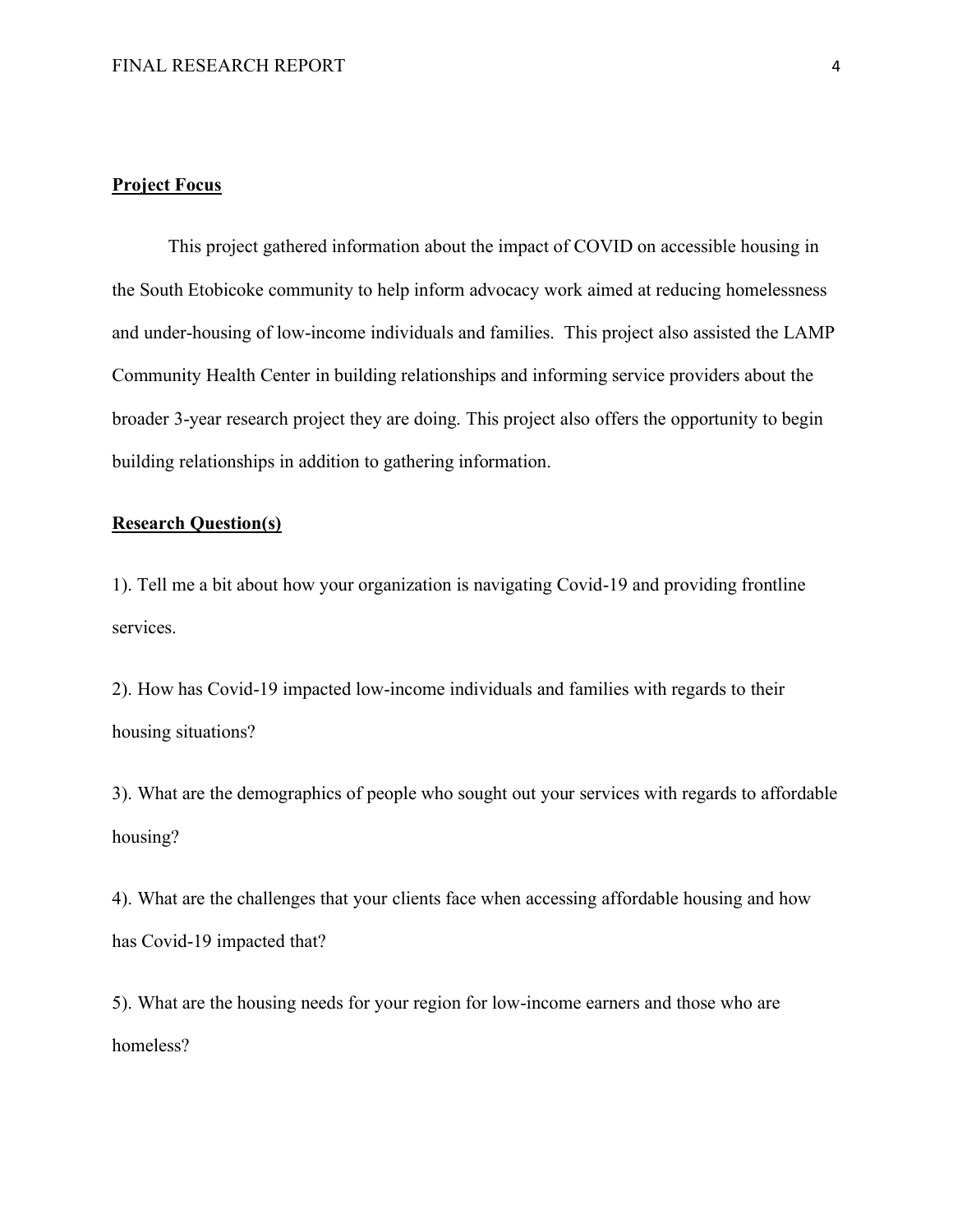**Project Focus**

This project gathered information about the impact of COVID on accessible housing in the South Etobicoke community to help inform advocacy work aimed at reducing homelessness and under-housing of low-income individuals and families. This project also assisted the LAMP Community Health Center in building relationships and informing service providers about the broader 3-year research project they are doing. This project also offers the opportunity to begin building relationships in addition to gathering information.

**Research Question(s)**

1). Tell me a bit about how your organization is navigating Covid-19 and providing frontline services.

2). How has Covid-19 impacted low-income individuals and families with regards to their housing situations?

3). What are the demographics of people who sought out your services with regards to affordable housing?

4). What are the challenges that your clients face when accessing affordable housing and how has Covid-19 impacted that?

5). What are the housing needs for your region for low-income earners and those who are homeless?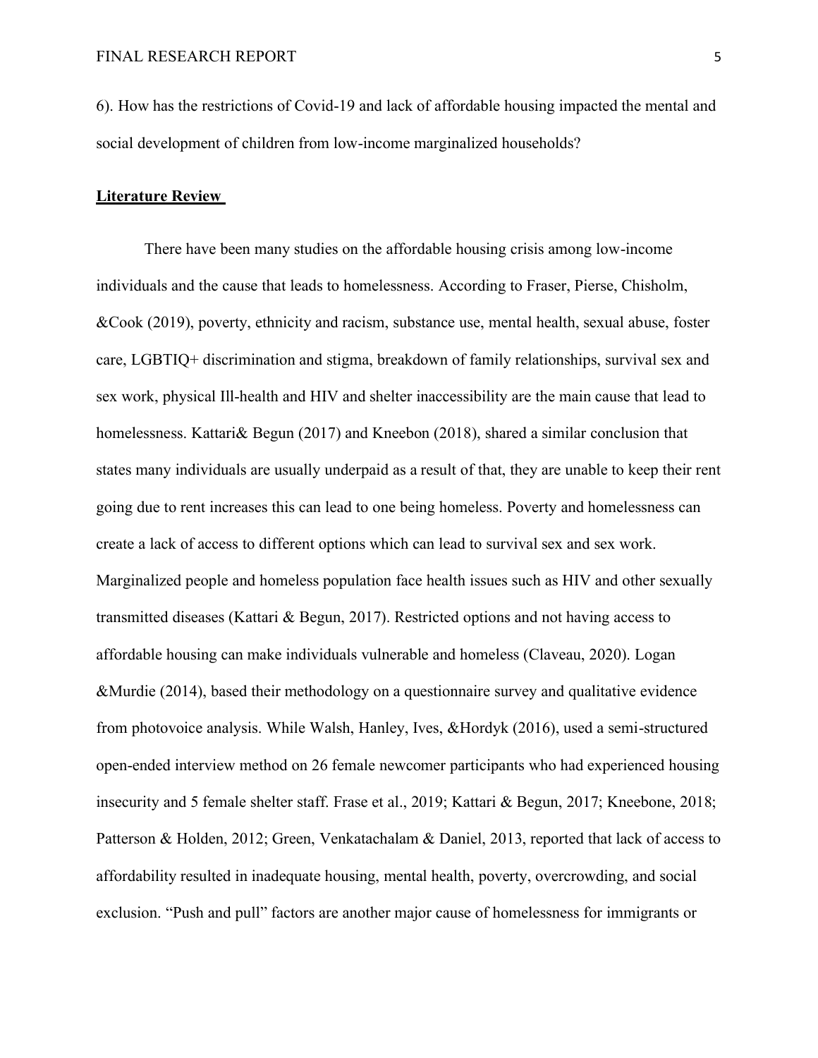6). How has the restrictions of Covid-19 and lack of affordable housing impacted the mental and social development of children from low-income marginalized households?

## Literature Review

There have been many studies on the affordable housing crisis among low-income individuals and the cause that leads to homelessness. According to Fraser, Pierse, Chisholm, &Cook (2019), poverty, ethnicity and racism, substance use, mental health, sexual abuse, foster care, LGBTIQ+ discrimination and stigma, breakdown of family relationships, survival sex and sex work, physical Ill-health and HIV and shelter inaccessibility are the main cause that lead to homelessness. Kattari& Begun (2017) and Kneebon (2018), shared a similar conclusion that states many individuals are usually underpaid as a result of that, they are unable to keep their rent going due to rent increases this can lead to one being homeless. Poverty and homelessness can create a lack of access to different options which can lead to survival sex and sex work. Marginalized people and homeless population face health issues such as HIV and other sexually transmitted diseases (Kattari & Begun, 2017). Restricted options and not having access to affordable housing can make individuals vulnerable and homeless (Claveau, 2020). Logan &Murdie (2014), based their methodology on a questionnaire survey and qualitative evidence from photovoice analysis. While Walsh, Hanley, Ives, &Hordyk (2016), used a semi-structured open-ended interview method on 26 female newcomer participants who had experienced housing insecurity and 5 female shelter staff. Frase et al., 2019; Kattari & Begun, 2017; Kneebone, 2018; Patterson & Holden, 2012; Green, Venkatachalam & Daniel, 2013, reported that lack of access to affordability resulted in inadequate housing, mental health, poverty, overcrowding, and social exclusion. "Push and pull" factors are another major cause of homelessness for immigrants or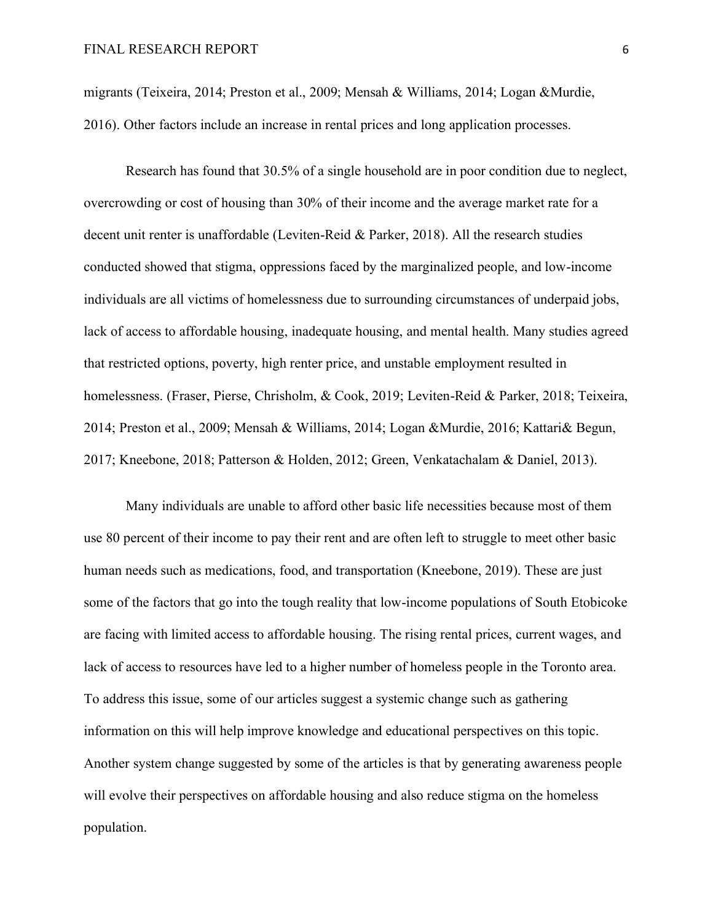migrants (Teixeira, 2014; Preston et al., 2009; Mensah & Williams, 2014; Logan &Murdie, 2016). Other factors include an increase in rental prices and long application processes.

Research has found that 30.5% of a single household are in poor condition due to neglect, overcrowding or cost of housing than 30% of their income and the average market rate for a decent unit renter is unaffordable (Leviten-Reid & Parker, 2018). All the research studies conducted showed that stigma, oppressions faced by the marginalized people, and low-income individuals are all victims of homelessness due to surrounding circumstances of underpaid jobs, lack of access to affordable housing, inadequate housing, and mental health. Many studies agreed that restricted options, poverty, high renter price, and unstable employment resulted in homelessness. (Fraser, Pierse, Chrisholm, & Cook, 2019; Leviten-Reid & Parker, 2018; Teixeira, 2014; Preston et al., 2009; Mensah & Williams, 2014; Logan &Murdie, 2016; Kattari& Begun, 2017; Kneebone, 2018; Patterson & Holden, 2012; Green, Venkatachalam & Daniel, 2013).

Many individuals are unable to afford other basic life necessities because most of them use 80 percent of their income to pay their rent and are often left to struggle to meet other basic human needs such as medications, food, and transportation (Kneebone, 2019). These are just some of the factors that go into the tough reality that low-income populations of South Etobicoke are facing with limited access to affordable housing. The rising rental prices, current wages, and lack of access to resources have led to a higher number of homeless people in the Toronto area. To address this issue, some of our articles suggest a systemic change such as gathering information on this will help improve knowledge and educational perspectives on this topic. Another system change suggested by some of the articles is that by generating awareness people will evolve their perspectives on affordable housing and also reduce stigma on the homeless population.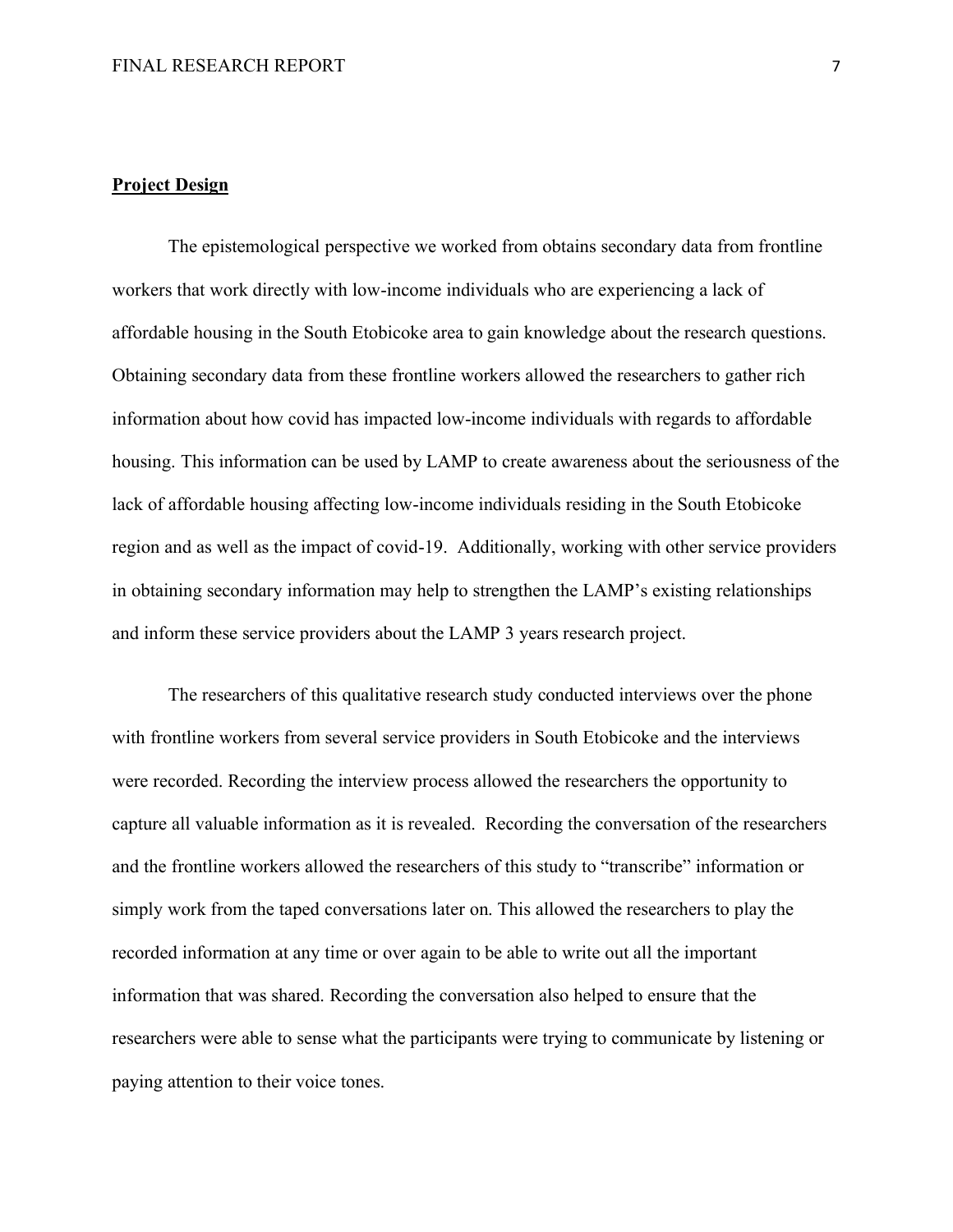## Project Design

The epistemological perspective we worked from obtains secondary data from frontline workers that work directly with low-income individuals who are experiencing a lack of affordable housing in the South Etobicoke area to gain knowledge about the research questions. Obtaining secondary data from these frontline workers allowed the researchers to gather rich information about how covid has impacted low-income individuals with regards to affordable housing. This information can be used by LAMP to create awareness about the seriousness of the lack of affordable housing affecting low-income individuals residing in the South Etobicoke region and as well as the impact of covid-19. Additionally, working with other service providers in obtaining secondary information may help to strengthen the LAMP's existing relationships and inform these service providers about the LAMP 3 years research project.

The researchers of this qualitative research study conducted interviews over the phone with frontline workers from several service providers in South Etobicoke and the interviews were recorded. Recording the interview process allowed the researchers the opportunity to capture all valuable information as it is revealed. Recording the conversation of the researchers and the frontline workers allowed the researchers of this study to "transcribe" information or simply work from the taped conversations later on. This allowed the researchers to play the recorded information at any time or over again to be able to write out all the important information that was shared. Recording the conversation also helped to ensure that the researchers were able to sense what the participants were trying to communicate by listening or paying attention to their voice tones.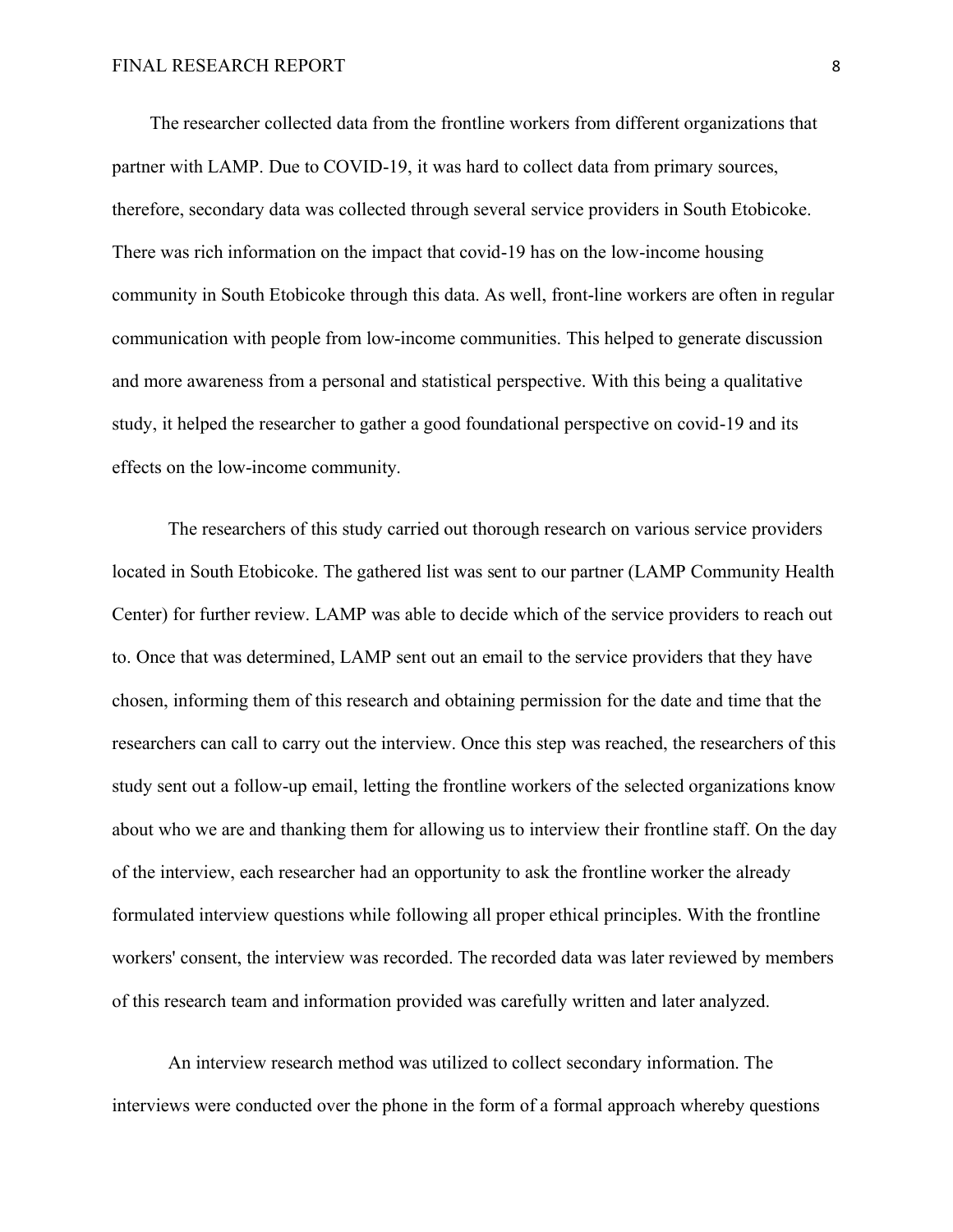The researcher collected data from the frontline workers from different organizations that partner with LAMP. Due to COVID-19, it was hard to collect data from primary sources, therefore, secondary data was collected through several service providers in South Etobicoke. There was rich information on the impact that covid-19 has on the low-income housing community in South Etobicoke through this data. As well, front-line workers are often in regular communication with people from low-income communities. This helped to generate discussion and more awareness from a personal and statistical perspective. With this being a qualitative study, it helped the researcher to gather a good foundational perspective on covid-19 and its effects on the low-income community.

The researchers of this study carried out thorough research on various service providers located in South Etobicoke. The gathered list was sent to our partner (LAMP Community Health Center) for further review. LAMP was able to decide which of the service providers to reach out to. Once that was determined, LAMP sent out an email to the service providers that they have chosen, informing them of this research and obtaining permission for the date and time that the researchers can call to carry out the interview. Once this step was reached, the researchers of this study sent out a follow-up email, letting the frontline workers of the selected organizations know about who we are and thanking them for allowing us to interview their frontline staff. On the day of the interview, each researcher had an opportunity to ask the frontline worker the already formulated interview questions while following all proper ethical principles. With the frontline workers' consent, the interview was recorded. The recorded data was later reviewed by members of this research team and information provided was carefully written and later analyzed.

An interview research method was utilized to collect secondary information. The interviews were conducted over the phone in the form of a formal approach whereby questions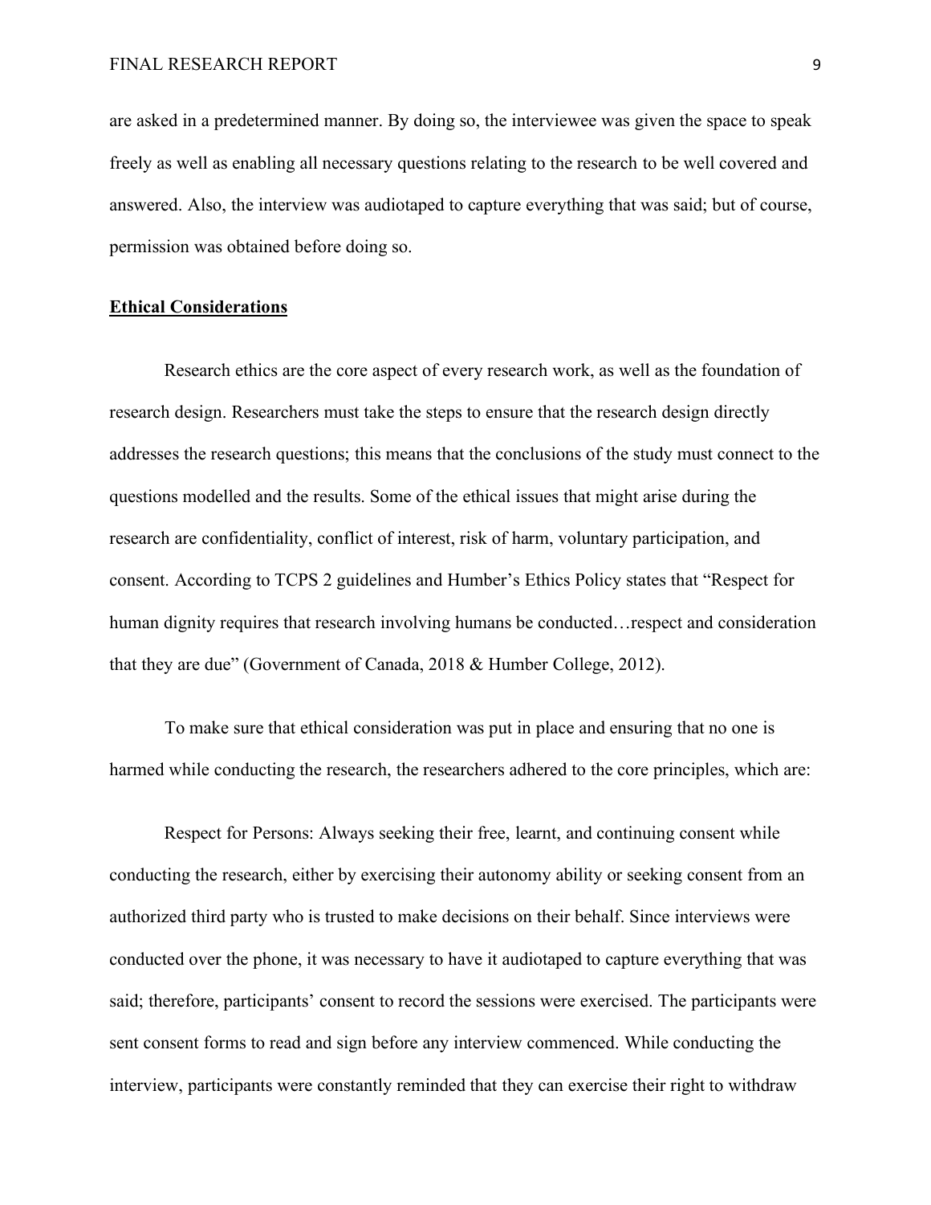are asked in a predetermined manner. By doing so, the interviewee was given the space to speak freely as well as enabling all necessary questions relating to the research to be well covered and answered. Also, the interview was audiotaped to capture everything that was said; but of course, permission was obtained before doing so.

## **Ethical Considerations**

Research ethics are the core aspect of every research work, as well as the foundation of research design. Researchers must take the steps to ensure that the research design directly addresses the research questions; this means that the conclusions of the study must connect to the questions modelled and the results. Some of the ethical issues that might arise during the research are confidentiality, conflict of interest, risk of harm, voluntary participation, and consent. According to TCPS 2 guidelines and Humber's Ethics Policy states that "Respect for human dignity requires that research involving humans be conducted…respect and consideration that they are due" (Government of Canada, 2018 & Humber College, 2012).

To make sure that ethical consideration was put in place and ensuring that no one is harmed while conducting the research, the researchers adhered to the core principles, which are:

Respect for Persons: Always seeking their free, learnt, and continuing consent while conducting the research, either by exercising their autonomy ability or seeking consent from an authorized third party who is trusted to make decisions on their behalf. Since interviews were conducted over the phone, it was necessary to have it audiotaped to capture everything that was said; therefore, participants' consent to record the sessions were exercised. The participants were sent consent forms to read and sign before any interview commenced. While conducting the interview, participants were constantly reminded that they can exercise their right to withdraw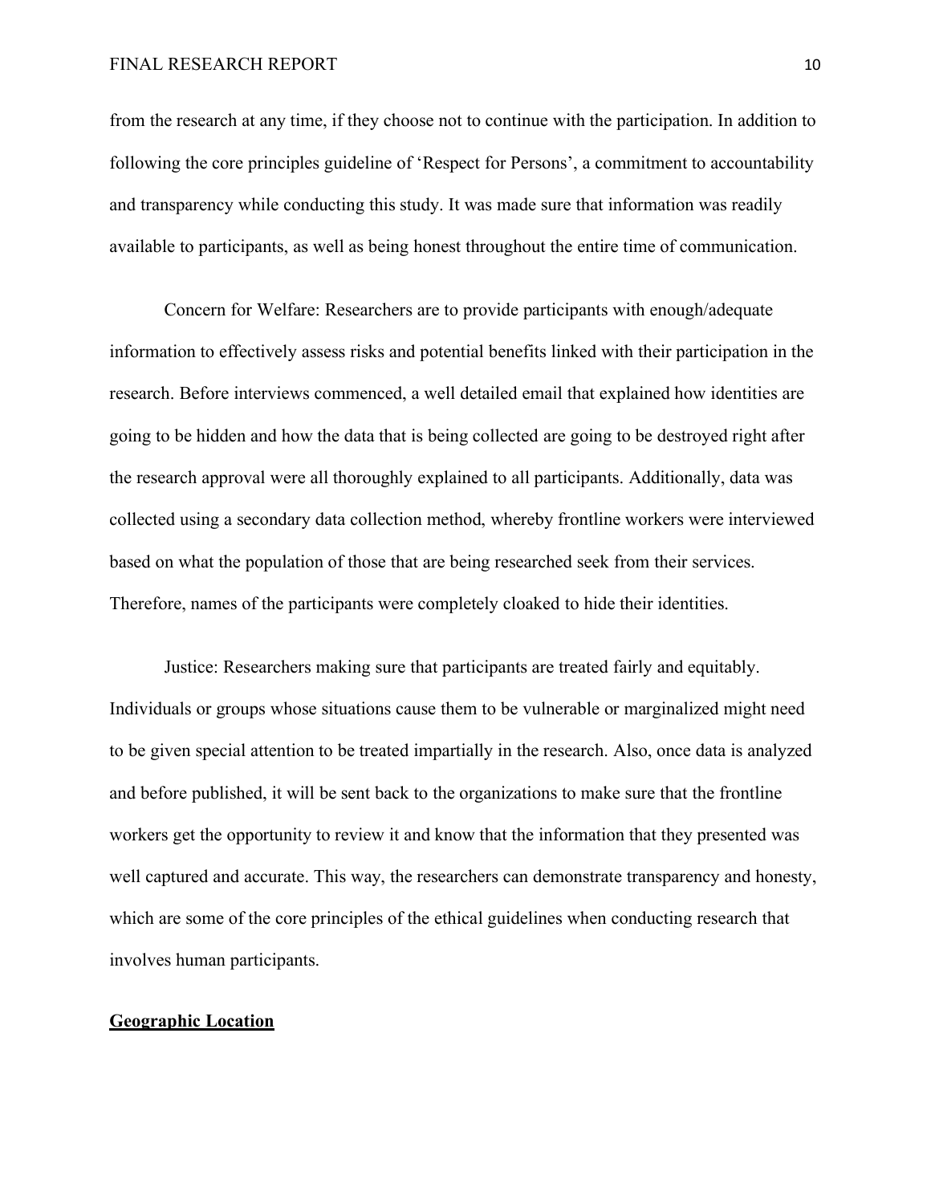from the research at any time, if they choose not to continue with the participation. In addition to following the core principles guideline of 'Respect for Persons', a commitment to accountability and transparency while conducting this study. It was made sure that information was readily available to participants, as well as being honest throughout the entire time of communication.

Concern for Welfare: Researchers are to provide participants with enough/adequate information to effectively assess risks and potential benefits linked with their participation in the research. Before interviews commenced, a well detailed email that explained how identities are going to be hidden and how the data that is being collected are going to be destroyed right after the research approval were all thoroughly explained to all participants. Additionally, data was collected using a secondary data collection method, whereby frontline workers were interviewed based on what the population of those that are being researched seek from their services. Therefore, names of the participants were completely cloaked to hide their identities.

Justice: Researchers making sure that participants are treated fairly and equitably. Individuals or groups whose situations cause them to be vulnerable or marginalized might need to be given special attention to be treated impartially in the research. Also, once data is analyzed and before published, it will be sent back to the organizations to make sure that the frontline workers get the opportunity to review it and know that the information that they presented was well captured and accurate. This way, the researchers can demonstrate transparency and honesty, which are some of the core principles of the ethical guidelines when conducting research that involves human participants.

## Geographic Location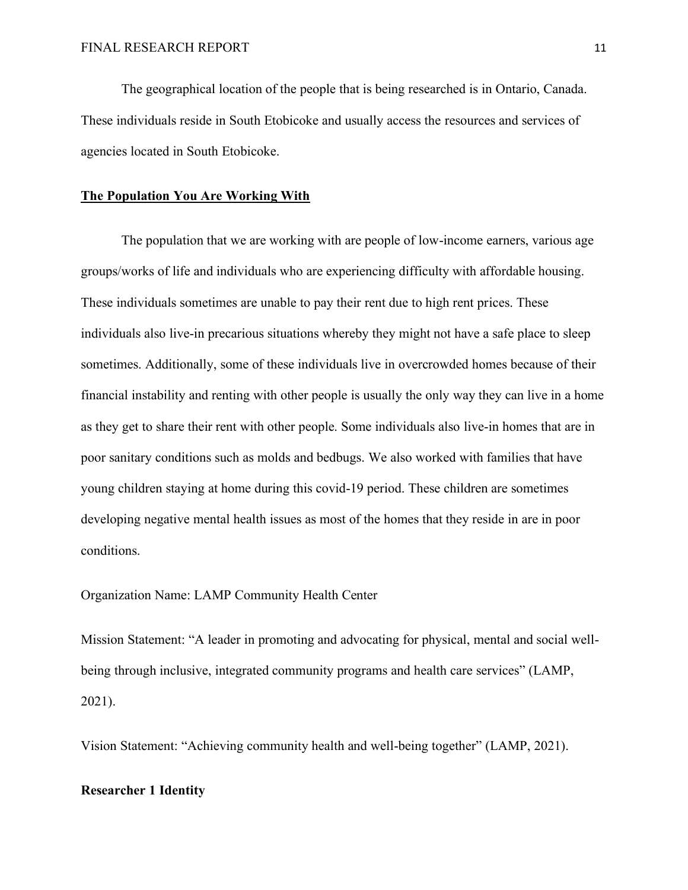The geographical location of the people that is being researched is in Ontario, Canada. These individuals reside in South Etobicoke and usually access the resources and services of agencies located in South Etobicoke.

## The Population You Are Working With

The population that we are working with are people of low-income earners, various age groups/works of life and individuals who are experiencing difficulty with affordable housing. These individuals sometimes are unable to pay their rent due to high rent prices. These individuals also live-in precarious situations whereby they might not have a safe place to sleep sometimes. Additionally, some of these individuals live in overcrowded homes because of their financial instability and renting with other people is usually the only way they can live in a home as they get to share their rent with other people. Some individuals also live-in homes that are in poor sanitary conditions such as molds and bedbugs. We also worked with families that have young children staying at home during this covid-19 period. These children are sometimes developing negative mental health issues as most of the homes that they reside in are in poor conditions.

Organization Name: LAMP Community Health Center

Mission Statement: "A leader in promoting and advocating for physical, mental and social well-being through inclusive, integrated community programs and health care services" (LAMP, 2021).

Vision Statement: "Achieving community health and well-being together" (LAMP, 2021).

### Researcher 1 Identity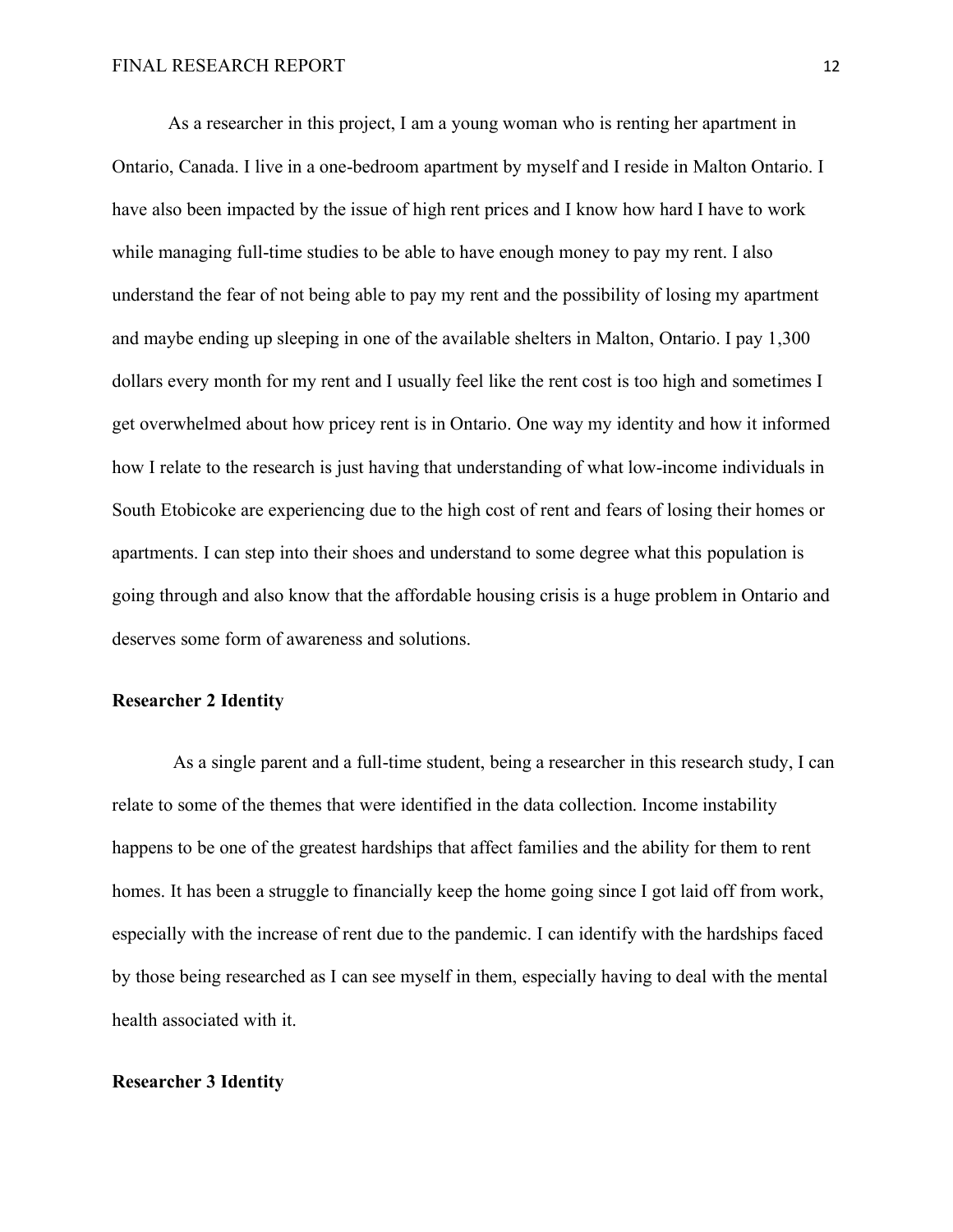As a researcher in this project, I am a young woman who is renting her apartment in Ontario, Canada. I live in a one-bedroom apartment by myself and I reside in Malton Ontario. I have also been impacted by the issue of high rent prices and I know how hard I have to work while managing full-time studies to be able to have enough money to pay my rent. I also understand the fear of not being able to pay my rent and the possibility of losing my apartment and maybe ending up sleeping in one of the available shelters in Malton, Ontario. I pay 1,300 dollars every month for my rent and I usually feel like the rent cost is too high and sometimes I get overwhelmed about how pricey rent is in Ontario. One way my identity and how it informed how I relate to the research is just having that understanding of what low-income individuals in South Etobicoke are experiencing due to the high cost of rent and fears of losing their homes or apartments. I can step into their shoes and understand to some degree what this population is going through and also know that the affordable housing crisis is a huge problem in Ontario and deserves some form of awareness and solutions.

**Researcher 2 Identity**

As a single parent and a full-time student, being a researcher in this research study, I can relate to some of the themes that were identified in the data collection. Income instability happens to be one of the greatest hardships that affect families and the ability for them to rent homes. It has been a struggle to financially keep the home going since I got laid off from work, especially with the increase of rent due to the pandemic. I can identify with the hardships faced by those being researched as I can see myself in them, especially having to deal with the mental health associated with it.

**Researcher 3 Identity**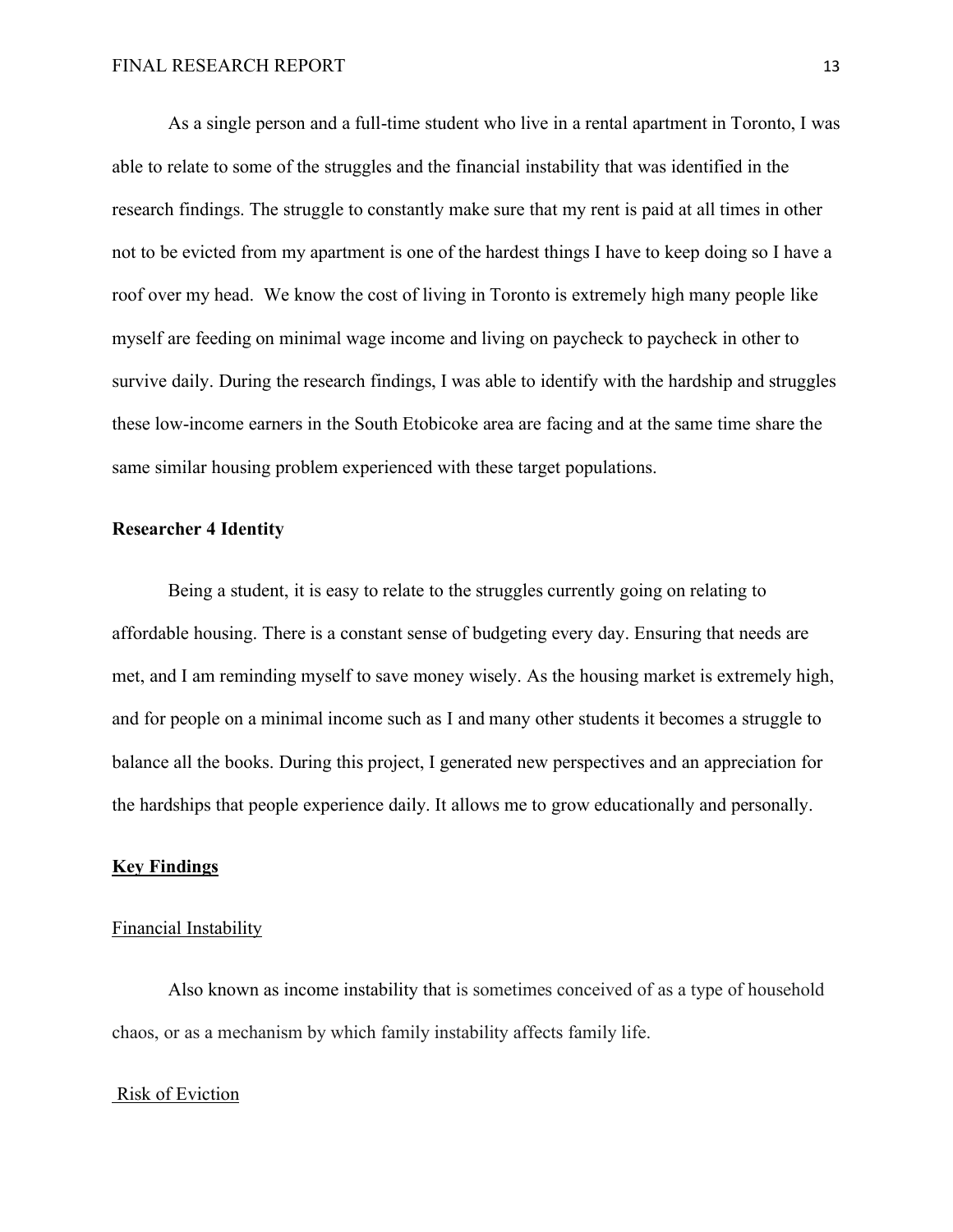As a single person and a full-time student who live in a rental apartment in Toronto, I was able to relate to some of the struggles and the financial instability that was identified in the research findings. The struggle to constantly make sure that my rent is paid at all times in other not to be evicted from my apartment is one of the hardest things I have to keep doing so I have a roof over my head. We know the cost of living in Toronto is extremely high many people like myself are feeding on minimal wage income and living on paycheck to paycheck in other to survive daily. During the research findings, I was able to identify with the hardship and struggles these low-income earners in the South Etobicoke area are facing and at the same time share the same similar housing problem experienced with these target populations.

**Researcher 4 Identity**

Being a student, it is easy to relate to the struggles currently going on relating to affordable housing. There is a constant sense of budgeting every day. Ensuring that needs are met, and I am reminding myself to save money wisely. As the housing market is extremely high, and for people on a minimal income such as I and many other students it becomes a struggle to balance all the books. During this project, I generated new perspectives and an appreciation for the hardships that people experience daily. It allows me to grow educationally and personally.

## Key Findings

### Financial Instability

Also known as income instability that is sometimes conceived of as a type of household chaos, or as a mechanism by which family instability affects family life.

### Risk of Eviction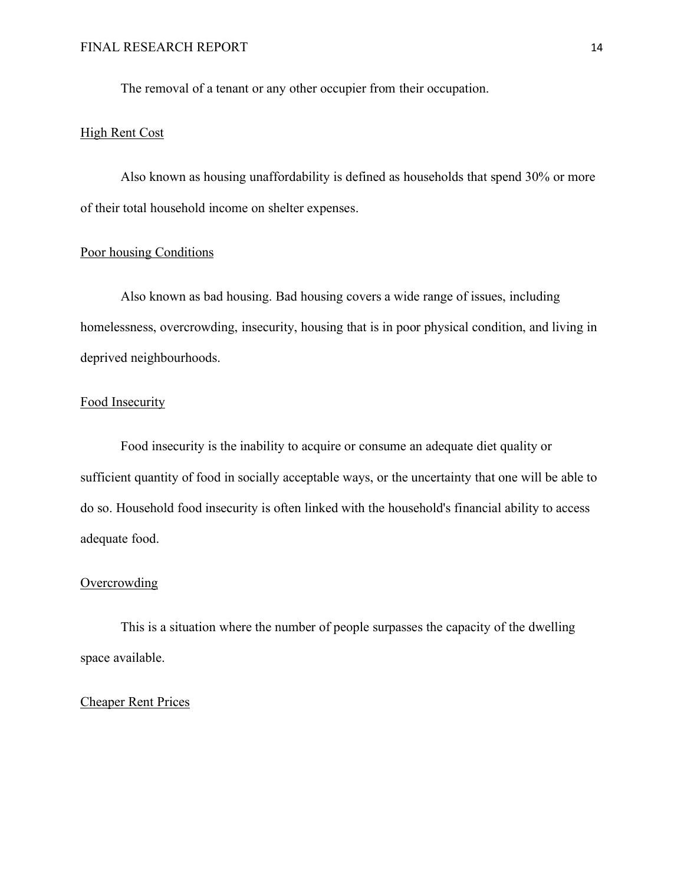The removal of a tenant or any other occupier from their occupation.

<u>High Rent Cost</u>

Also known as housing unaffordability is defined as households that spend 30% or more of their total household income on shelter expenses.

<u>Poor housing Conditions</u>

Also known as bad housing. Bad housing covers a wide range of issues, including homelessness, overcrowding, insecurity, housing that is in poor physical condition, and living in deprived neighbourhoods.

<u>Food Insecurity</u>

Food insecurity is the inability to acquire or consume an adequate diet quality or sufficient quantity of food in socially acceptable ways, or the uncertainty that one will be able to do so. Household food insecurity is often linked with the household's financial ability to access adequate food.

<u>Overcrowding</u>

This is a situation where the number of people surpasses the capacity of the dwelling space available.

<u>Cheaper Rent Prices</u>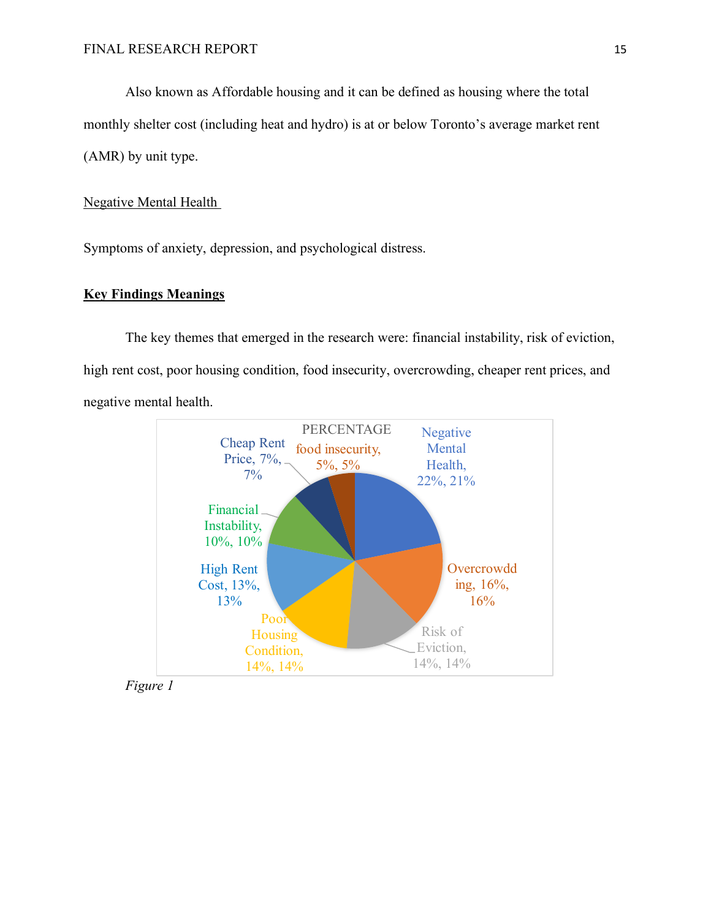Also known as Affordable housing and it can be defined as housing where the total monthly shelter cost (including heat and hydro) is at or below Toronto's average market rent (AMR) by unit type.

Negative Mental Health

Symptoms of anxiety, depression, and psychological distress.

## **Key Findings Meanings**

The key themes that emerged in the research were: financial instability, risk of eviction, high rent cost, poor housing condition, food insecurity, overcrowding, cheaper rent prices, and negative mental health.

PERCENTAGE

- Negative Mental Health, 22%, 21%
- Overcrowdding, 16%, 16%
- Risk of Eviction, 14%, 14%
- Poor Housing Condition, 14%, 14%
- High Rent Cost, 13%, 13%
- Financial Instability, 10%, 10%
- Cheap Rent Price, 7%, 7%
- food insecurity, 5%, 5%

*Figure 1*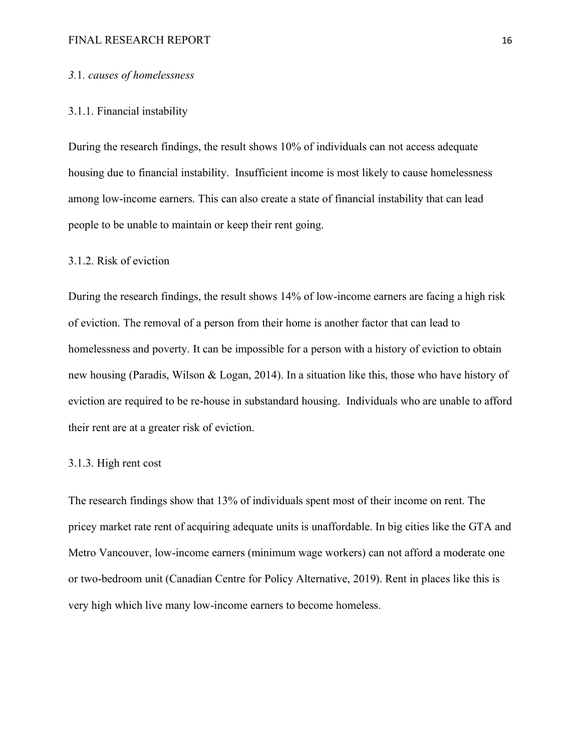### *3.*1. *causes of homelessness*

#### 3.1.1. Financial instability

During the research findings, the result shows 10% of individuals can not access adequate housing due to financial instability. Insufficient income is most likely to cause homelessness among low-income earners. This can also create a state of financial instability that can lead people to be unable to maintain or keep their rent going.

#### 3.1.2. Risk of eviction

During the research findings, the result shows 14% of low-income earners are facing a high risk of eviction. The removal of a person from their home is another factor that can lead to homelessness and poverty. It can be impossible for a person with a history of eviction to obtain new housing (Paradis, Wilson & Logan, 2014). In a situation like this, those who have history of eviction are required to be re-house in substandard housing. Individuals who are unable to afford their rent are at a greater risk of eviction.

#### 3.1.3. High rent cost

The research findings show that 13% of individuals spent most of their income on rent. The pricey market rate rent of acquiring adequate units is unaffordable. In big cities like the GTA and Metro Vancouver, low-income earners (minimum wage workers) can not afford a moderate one or two-bedroom unit (Canadian Centre for Policy Alternative, 2019). Rent in places like this is very high which live many low-income earners to become homeless.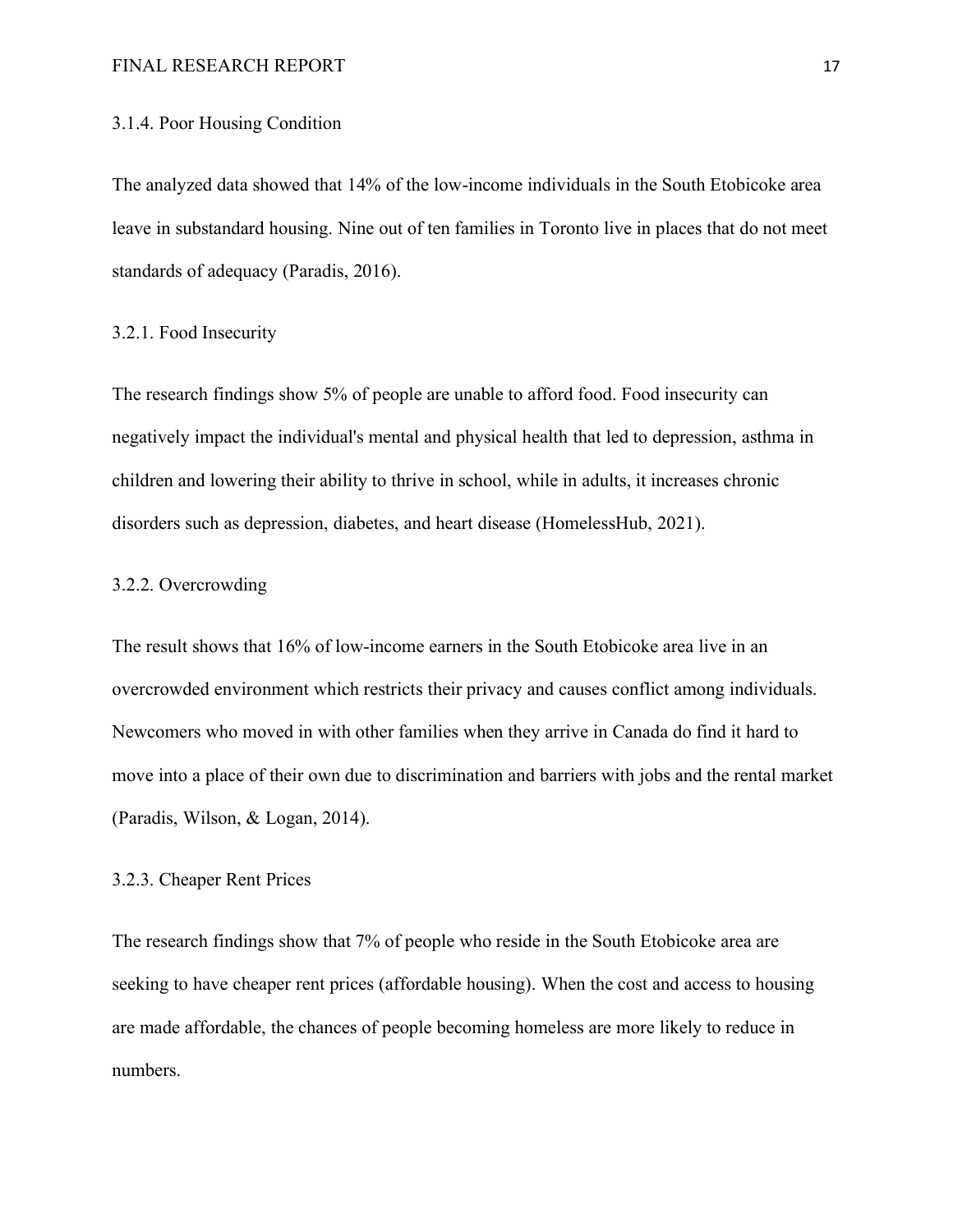### 3.1.4. Poor Housing Condition

The analyzed data showed that 14% of the low-income individuals in the South Etobicoke area leave in substandard housing. Nine out of ten families in Toronto live in places that do not meet standards of adequacy (Paradis, 2016).

### 3.2.1. Food Insecurity

The research findings show 5% of people are unable to afford food. Food insecurity can negatively impact the individual's mental and physical health that led to depression, asthma in children and lowering their ability to thrive in school, while in adults, it increases chronic disorders such as depression, diabetes, and heart disease (HomelessHub, 2021).

### 3.2.2. Overcrowding

The result shows that 16% of low-income earners in the South Etobicoke area live in an overcrowded environment which restricts their privacy and causes conflict among individuals. Newcomers who moved in with other families when they arrive in Canada do find it hard to move into a place of their own due to discrimination and barriers with jobs and the rental market (Paradis, Wilson, & Logan, 2014).

### 3.2.3. Cheaper Rent Prices

The research findings show that 7% of people who reside in the South Etobicoke area are seeking to have cheaper rent prices (affordable housing). When the cost and access to housing are made affordable, the chances of people becoming homeless are more likely to reduce in numbers.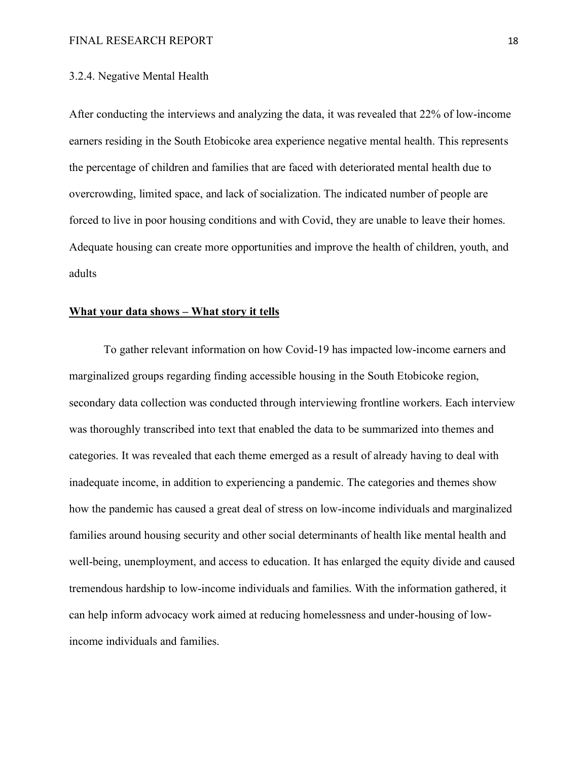#### 3.2.4. Negative Mental Health

After conducting the interviews and analyzing the data, it was revealed that 22% of low-income earners residing in the South Etobicoke area experience negative mental health. This represents the percentage of children and families that are faced with deteriorated mental health due to overcrowding, limited space, and lack of socialization. The indicated number of people are forced to live in poor housing conditions and with Covid, they are unable to leave their homes. Adequate housing can create more opportunities and improve the health of children, youth, and adults

## <u>**What your data shows – What story it tells**</u>

To gather relevant information on how Covid-19 has impacted low-income earners and marginalized groups regarding finding accessible housing in the South Etobicoke region, secondary data collection was conducted through interviewing frontline workers. Each interview was thoroughly transcribed into text that enabled the data to be summarized into themes and categories. It was revealed that each theme emerged as a result of already having to deal with inadequate income, in addition to experiencing a pandemic. The categories and themes show how the pandemic has caused a great deal of stress on low-income individuals and marginalized families around housing security and other social determinants of health like mental health and well-being, unemployment, and access to education. It has enlarged the equity divide and caused tremendous hardship to low-income individuals and families. With the information gathered, it can help inform advocacy work aimed at reducing homelessness and under-housing of low-income individuals and families.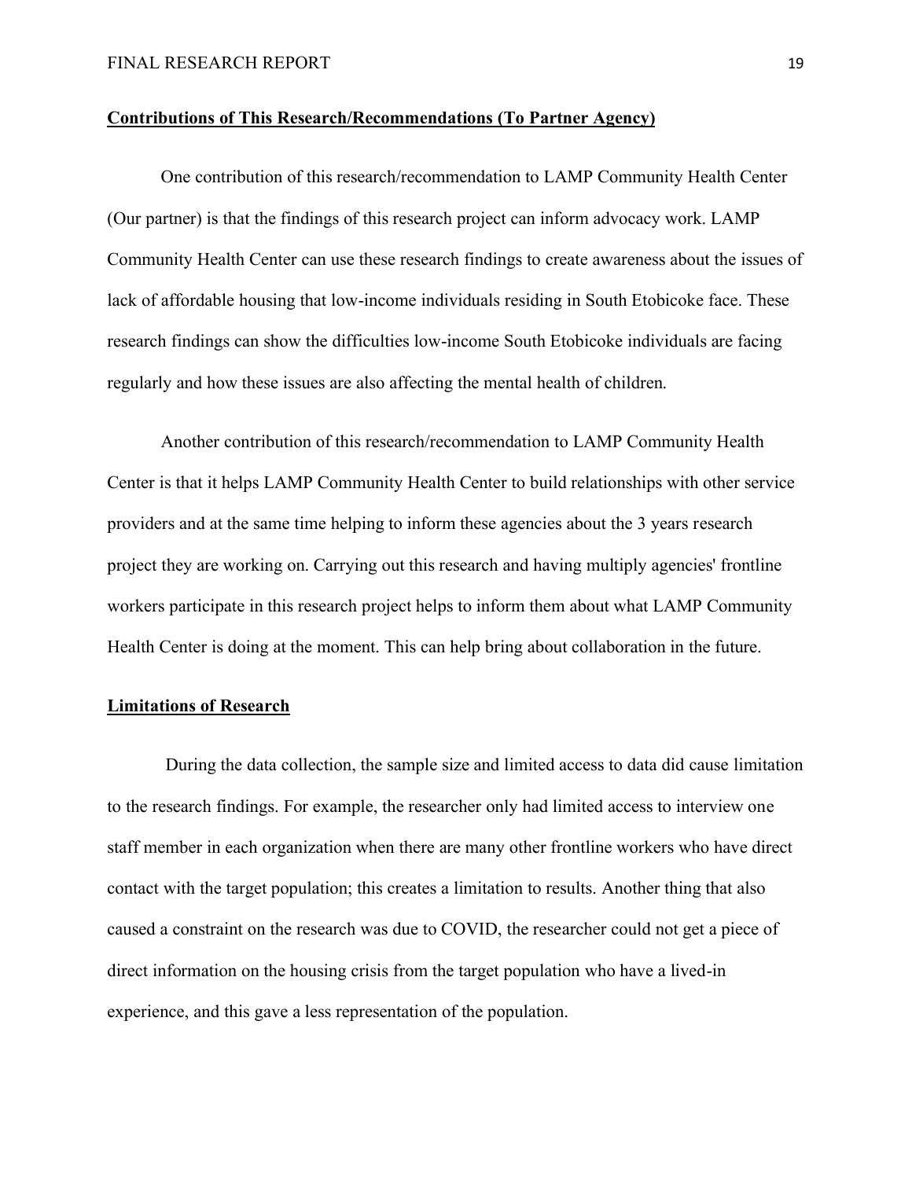**Contributions of This Research/Recommendations (To Partner Agency)**

One contribution of this research/recommendation to LAMP Community Health Center (Our partner) is that the findings of this research project can inform advocacy work. LAMP Community Health Center can use these research findings to create awareness about the issues of lack of affordable housing that low-income individuals residing in South Etobicoke face. These research findings can show the difficulties low-income South Etobicoke individuals are facing regularly and how these issues are also affecting the mental health of children.

Another contribution of this research/recommendation to LAMP Community Health Center is that it helps LAMP Community Health Center to build relationships with other service providers and at the same time helping to inform these agencies about the 3 years research project they are working on. Carrying out this research and having multiply agencies' frontline workers participate in this research project helps to inform them about what LAMP Community Health Center is doing at the moment. This can help bring about collaboration in the future.

**Limitations of Research**

During the data collection, the sample size and limited access to data did cause limitation to the research findings. For example, the researcher only had limited access to interview one staff member in each organization when there are many other frontline workers who have direct contact with the target population; this creates a limitation to results. Another thing that also caused a constraint on the research was due to COVID, the researcher could not get a piece of direct information on the housing crisis from the target population who have a lived-in experience, and this gave a less representation of the population.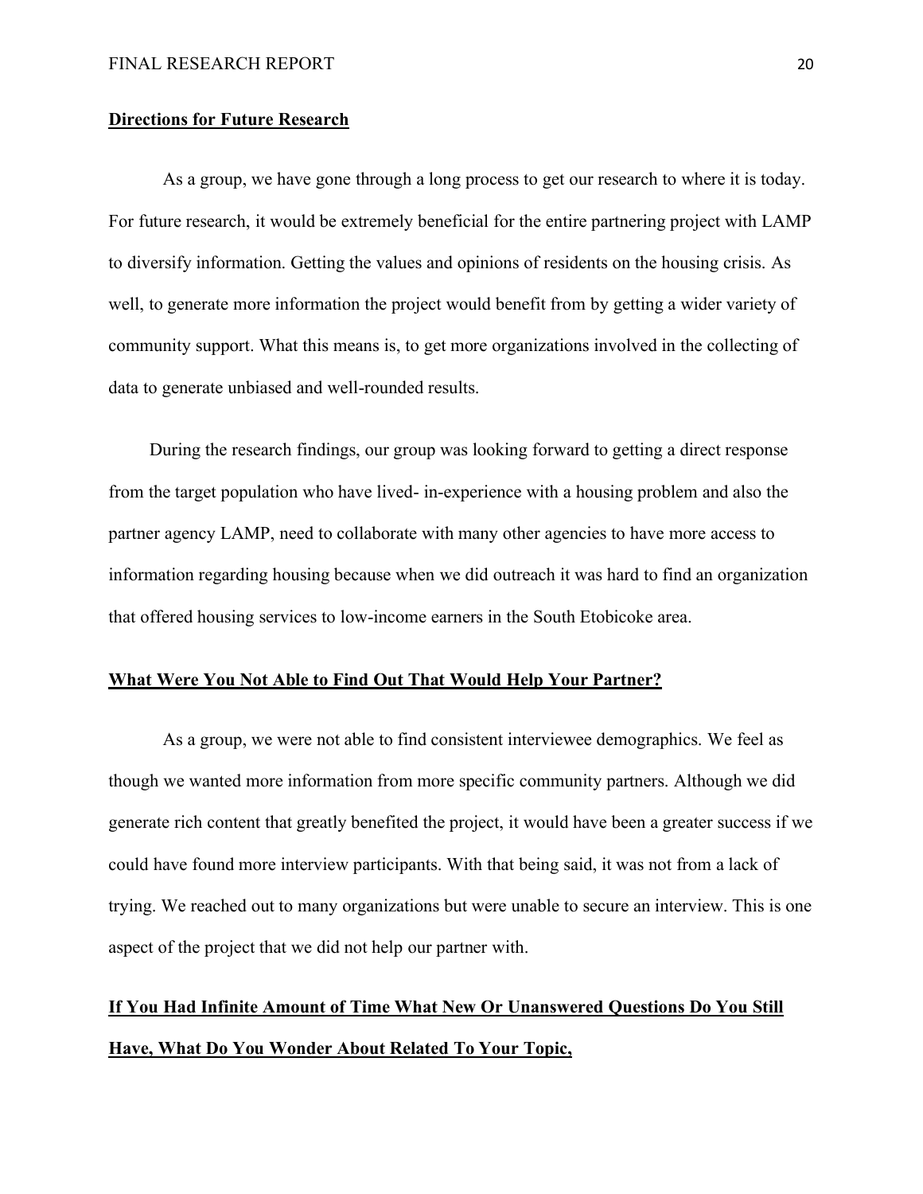## Directions for Future Research

As a group, we have gone through a long process to get our research to where it is today. For future research, it would be extremely beneficial for the entire partnering project with LAMP to diversify information. Getting the values and opinions of residents on the housing crisis. As well, to generate more information the project would benefit from by getting a wider variety of community support. What this means is, to get more organizations involved in the collecting of data to generate unbiased and well-rounded results.

During the research findings, our group was looking forward to getting a direct response from the target population who have lived- in-experience with a housing problem and also the partner agency LAMP, need to collaborate with many other agencies to have more access to information regarding housing because when we did outreach it was hard to find an organization that offered housing services to low-income earners in the South Etobicoke area.

## What Were You Not Able to Find Out That Would Help Your Partner?

As a group, we were not able to find consistent interviewee demographics. We feel as though we wanted more information from more specific community partners. Although we did generate rich content that greatly benefited the project, it would have been a greater success if we could have found more interview participants. With that being said, it was not from a lack of trying. We reached out to many organizations but were unable to secure an interview. This is one aspect of the project that we did not help our partner with.

## If You Had Infinite Amount of Time What New Or Unanswered Questions Do You Still Have, What Do You Wonder About Related To Your Topic,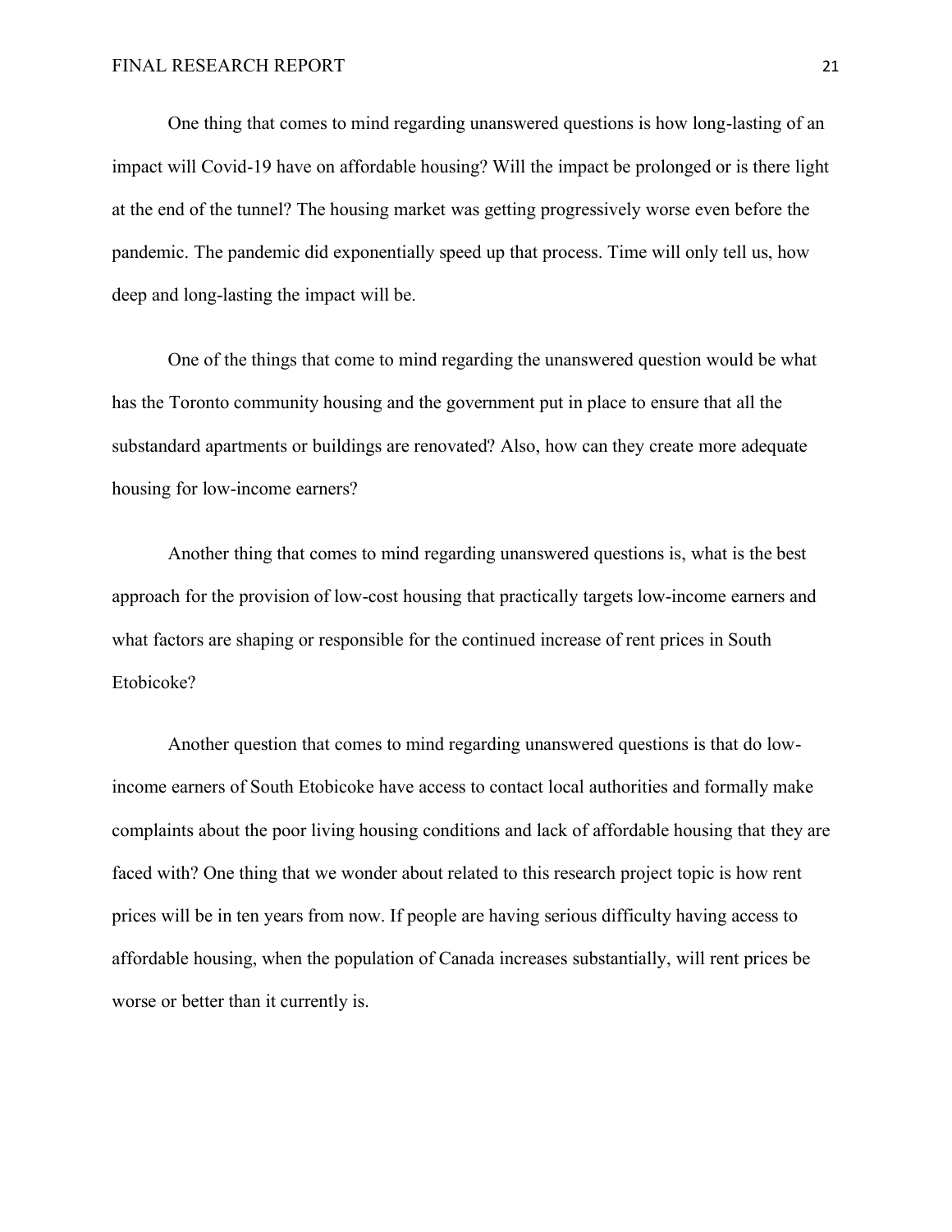One thing that comes to mind regarding unanswered questions is how long-lasting of an impact will Covid-19 have on affordable housing? Will the impact be prolonged or is there light at the end of the tunnel? The housing market was getting progressively worse even before the pandemic. The pandemic did exponentially speed up that process. Time will only tell us, how deep and long-lasting the impact will be.

One of the things that come to mind regarding the unanswered question would be what has the Toronto community housing and the government put in place to ensure that all the substandard apartments or buildings are renovated? Also, how can they create more adequate housing for low-income earners?

Another thing that comes to mind regarding unanswered questions is, what is the best approach for the provision of low-cost housing that practically targets low-income earners and what factors are shaping or responsible for the continued increase of rent prices in South Etobicoke?

Another question that comes to mind regarding unanswered questions is that do low-income earners of South Etobicoke have access to contact local authorities and formally make complaints about the poor living housing conditions and lack of affordable housing that they are faced with? One thing that we wonder about related to this research project topic is how rent prices will be in ten years from now. If people are having serious difficulty having access to affordable housing, when the population of Canada increases substantially, will rent prices be worse or better than it currently is.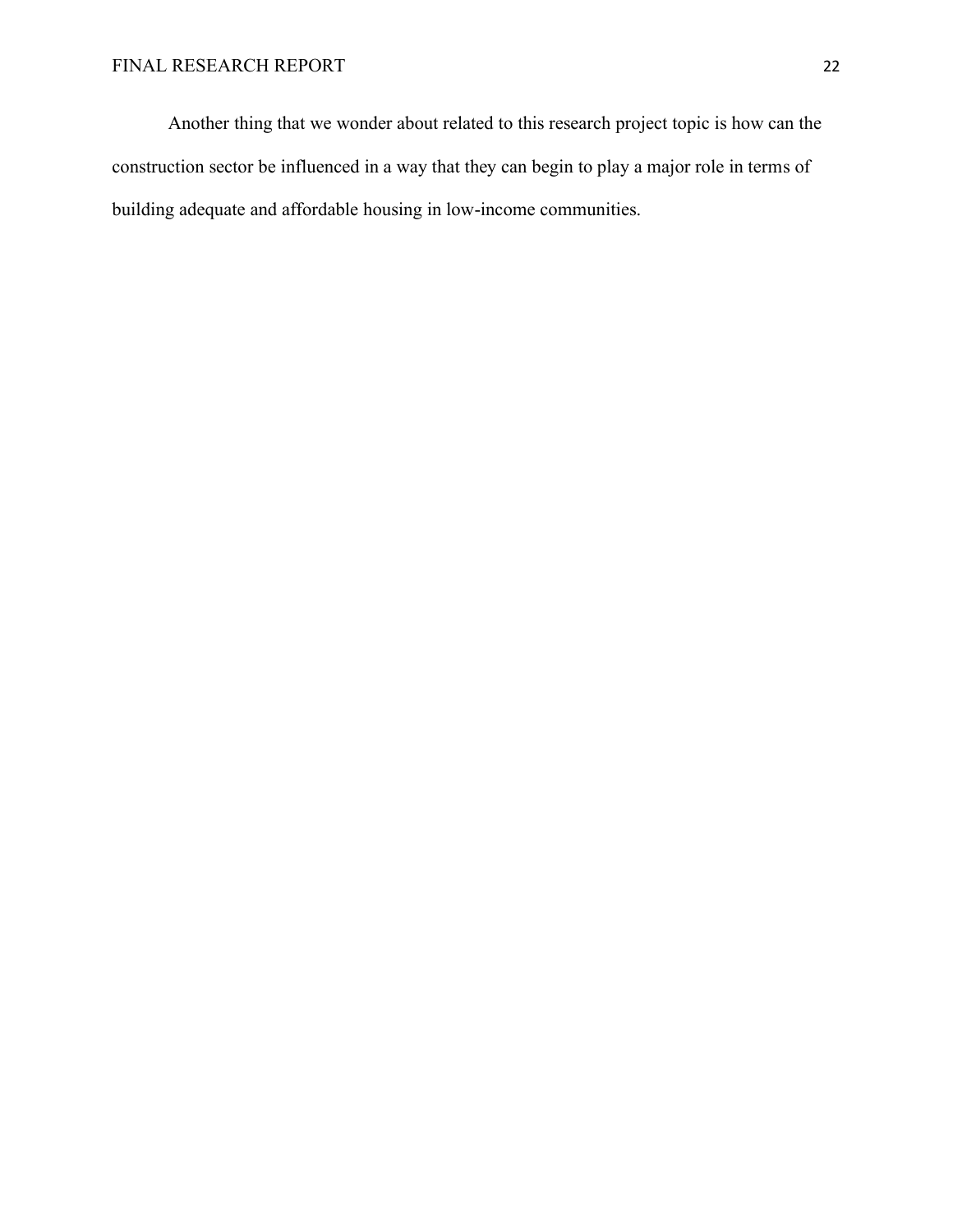Another thing that we wonder about related to this research project topic is how can the construction sector be influenced in a way that they can begin to play a major role in terms of building adequate and affordable housing in low-income communities.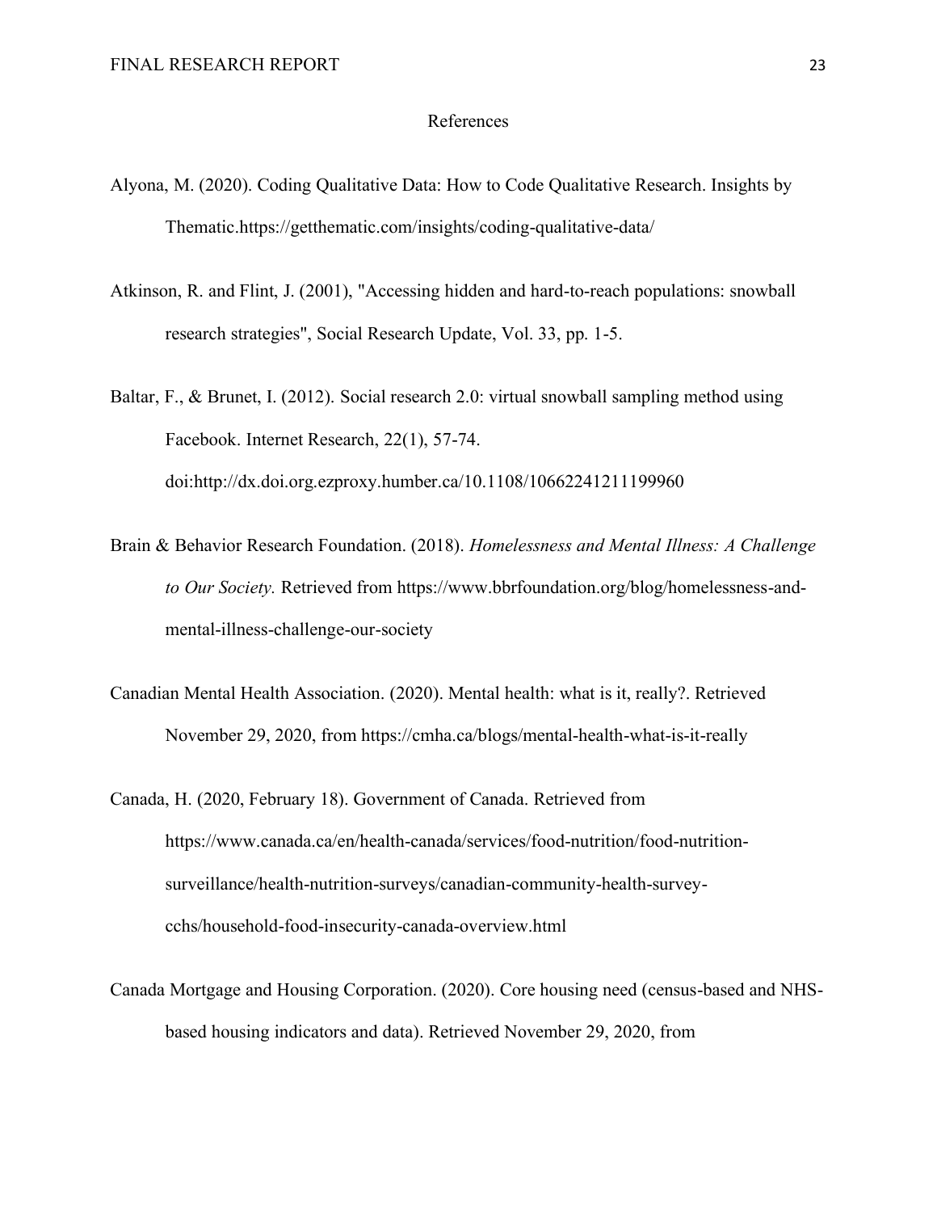# References

Alyona, M. (2020). Coding Qualitative Data: How to Code Qualitative Research. Insights by Thematic.https://getthematic.com/insights/coding-qualitative-data/

Atkinson, R. and Flint, J. (2001), "Accessing hidden and hard-to-reach populations: snowball research strategies", Social Research Update, Vol. 33, pp. 1-5.

Baltar, F., & Brunet, I. (2012). Social research 2.0: virtual snowball sampling method using Facebook. Internet Research, 22(1), 57-74. doi:http://dx.doi.org.ezproxy.humber.ca/10.1108/10662241211199960

Brain & Behavior Research Foundation. (2018). *Homelessness and Mental Illness: A Challenge to Our Society.* Retrieved from https://www.bbrfoundation.org/blog/homelessness-and-mental-illness-challenge-our-society

Canadian Mental Health Association. (2020). Mental health: what is it, really?. Retrieved November 29, 2020, from https://cmha.ca/blogs/mental-health-what-is-it-really

Canada, H. (2020, February 18). Government of Canada. Retrieved from https://www.canada.ca/en/health-canada/services/food-nutrition/food-nutrition-surveillance/health-nutrition-surveys/canadian-community-health-survey-cchs/household-food-insecurity-canada-overview.html

Canada Mortgage and Housing Corporation. (2020). Core housing need (census-based and NHS-based housing indicators and data). Retrieved November 29, 2020, from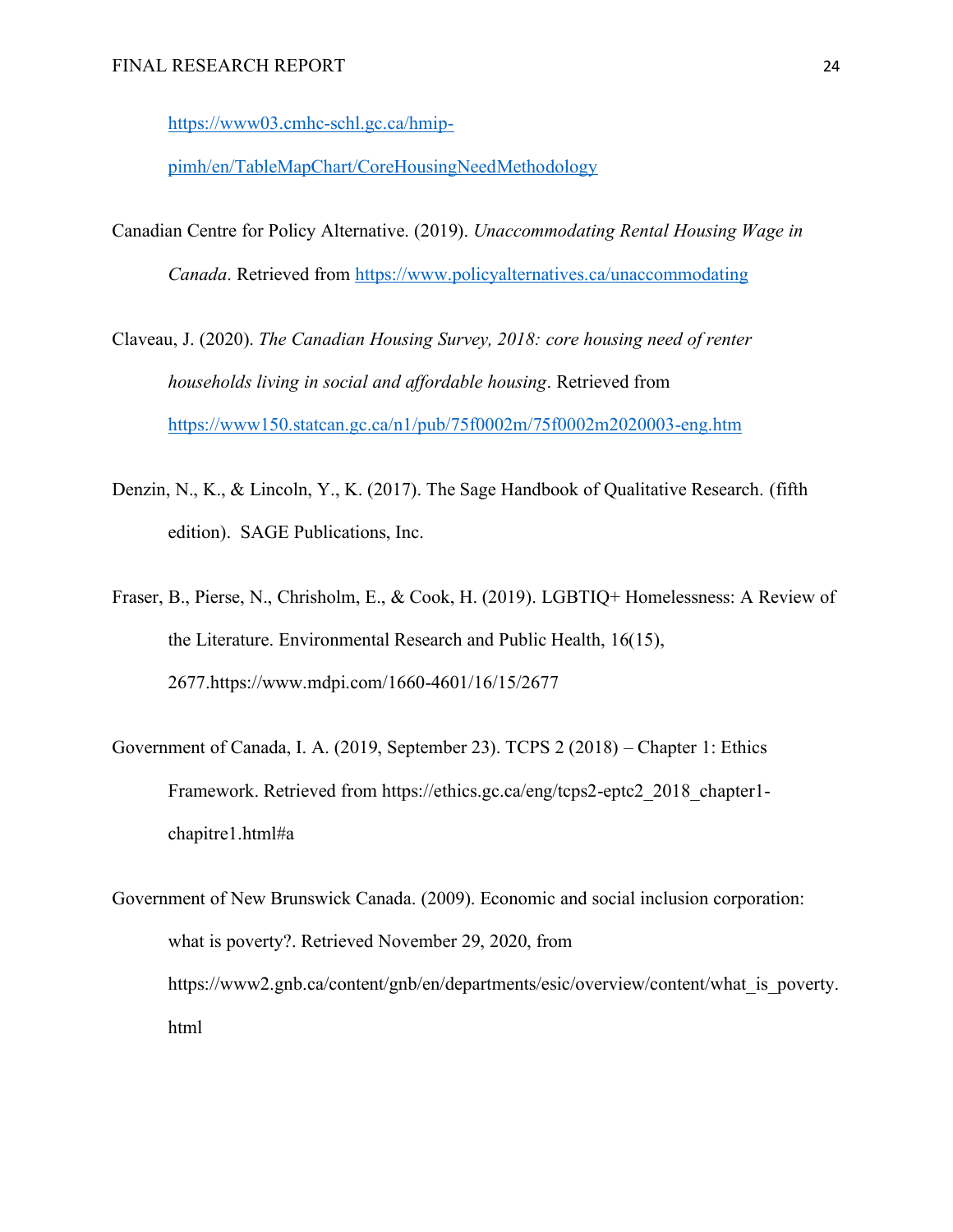https://www03.cmhc-schl.gc.ca/hmip-pimh/en/TableMapChart/CoreHousingNeedMethodology

Canadian Centre for Policy Alternative. (2019). *Unaccommodating Rental Housing Wage in Canada*. Retrieved from https://www.policyalternatives.ca/unaccommodating

Claveau, J. (2020). *The Canadian Housing Survey, 2018: core housing need of renter households living in social and affordable housing*. Retrieved from https://www150.statcan.gc.ca/n1/pub/75f0002m/75f0002m2020003-eng.htm

Denzin, N., K., & Lincoln, Y., K. (2017). The Sage Handbook of Qualitative Research. (fifth edition). SAGE Publications, Inc.

Fraser, B., Pierse, N., Chrisholm, E., & Cook, H. (2019). LGBTIQ+ Homelessness: A Review of the Literature. Environmental Research and Public Health, 16(15), 2677.https://www.mdpi.com/1660-4601/16/15/2677

Government of Canada, I. A. (2019, September 23). TCPS 2 (2018) – Chapter 1: Ethics Framework. Retrieved from https://ethics.gc.ca/eng/tcps2-eptc2_2018_chapter1-chapitre1.html#a

Government of New Brunswick Canada. (2009). Economic and social inclusion corporation: what is poverty?. Retrieved November 29, 2020, from https://www2.gnb.ca/content/gnb/en/departments/esic/overview/content/what_is_poverty.html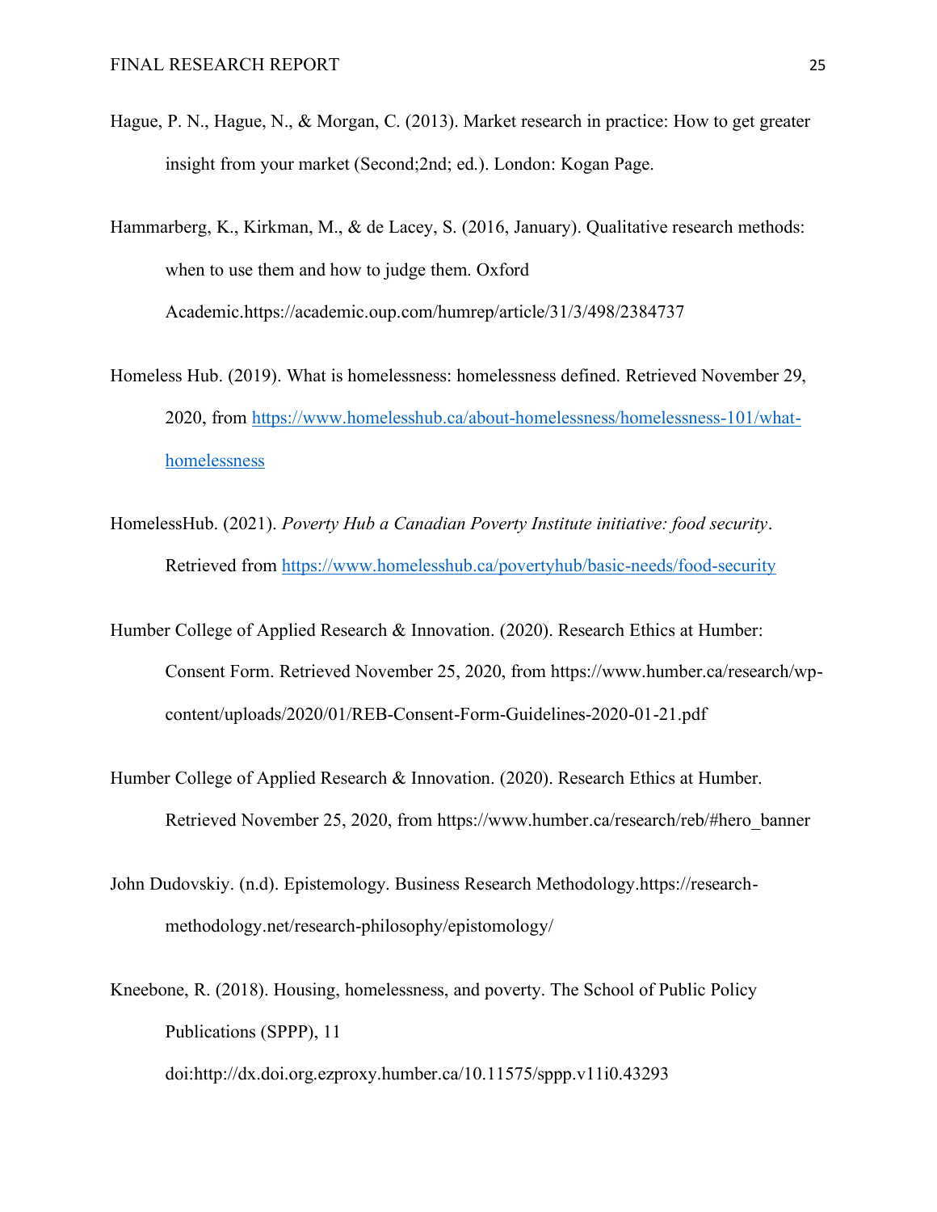Hague, P. N., Hague, N., & Morgan, C. (2013). Market research in practice: How to get greater insight from your market (Second;2nd; ed.). London: Kogan Page.

Hammarberg, K., Kirkman, M., & de Lacey, S. (2016, January). Qualitative research methods: when to use them and how to judge them. Oxford Academic.https://academic.oup.com/humrep/article/31/3/498/2384737

Homeless Hub. (2019). What is homelessness: homelessness defined. Retrieved November 29, 2020, from https://www.homelesshub.ca/about-homelessness/homelessness-101/what-homelessness

HomelessHub. (2021). *Poverty Hub a Canadian Poverty Institute initiative: food security*. Retrieved from https://www.homelesshub.ca/povertyhub/basic-needs/food-security

Humber College of Applied Research & Innovation. (2020). Research Ethics at Humber: Consent Form. Retrieved November 25, 2020, from https://www.humber.ca/research/wp-content/uploads/2020/01/REB-Consent-Form-Guidelines-2020-01-21.pdf

Humber College of Applied Research & Innovation. (2020). Research Ethics at Humber. Retrieved November 25, 2020, from https://www.humber.ca/research/reb/#hero_banner

John Dudovskiy. (n.d). Epistemology. Business Research Methodology.https://research-methodology.net/research-philosophy/epistomology/

Kneebone, R. (2018). Housing, homelessness, and poverty. The School of Public Policy Publications (SPPP), 11 doi:http://dx.doi.org.ezproxy.humber.ca/10.11575/sppp.v11i0.43293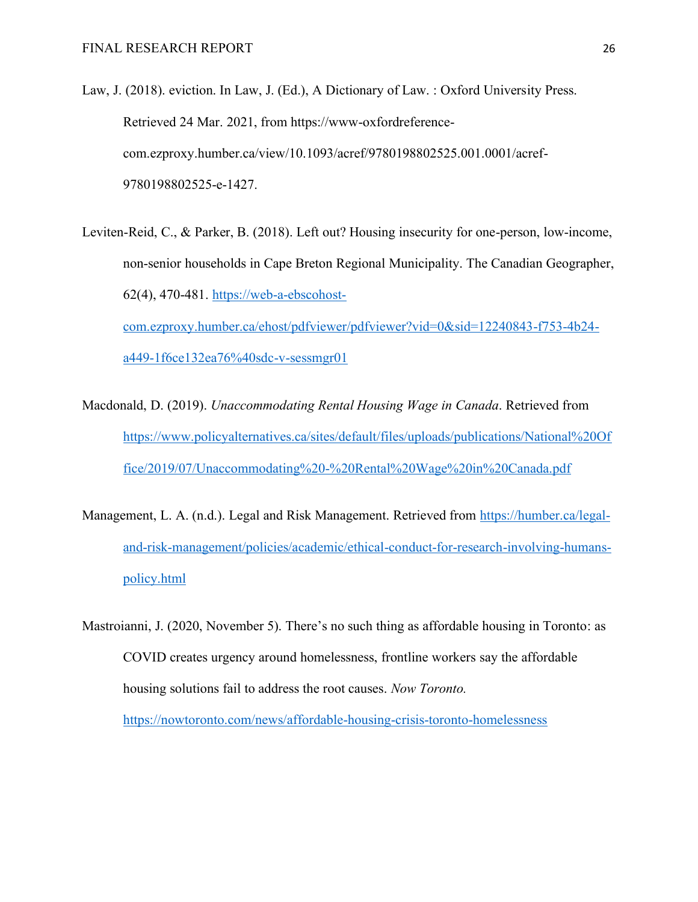Law, J. (2018). eviction. In Law, J. (Ed.), A Dictionary of Law. : Oxford University Press. Retrieved 24 Mar. 2021, from https://www-oxfordreference-com.ezproxy.humber.ca/view/10.1093/acref/9780198802525.001.0001/acref-9780198802525-e-1427.

Leviten-Reid, C., & Parker, B. (2018). Left out? Housing insecurity for one-person, low-income, non-senior households in Cape Breton Regional Municipality. The Canadian Geographer, 62(4), 470-481. https://web-a-ebscohost-com.ezproxy.humber.ca/ehost/pdfviewer/pdfviewer?vid=0&sid=12240843-f753-4b24-a449-1f6ce132ea76%40sdc-v-sessmgr01

Macdonald, D. (2019). *Unaccommodating Rental Housing Wage in Canada*. Retrieved from https://www.policyalternatives.ca/sites/default/files/uploads/publications/National%20Office/2019/07/Unaccommodating%20-%20Rental%20Wage%20in%20Canada.pdf

Management, L. A. (n.d.). Legal and Risk Management. Retrieved from https://humber.ca/legal-and-risk-management/policies/academic/ethical-conduct-for-research-involving-humans-policy.html

Mastroianni, J. (2020, November 5). There's no such thing as affordable housing in Toronto: as COVID creates urgency around homelessness, frontline workers say the affordable housing solutions fail to address the root causes. *Now Toronto.* https://nowtoronto.com/news/affordable-housing-crisis-toronto-homelessness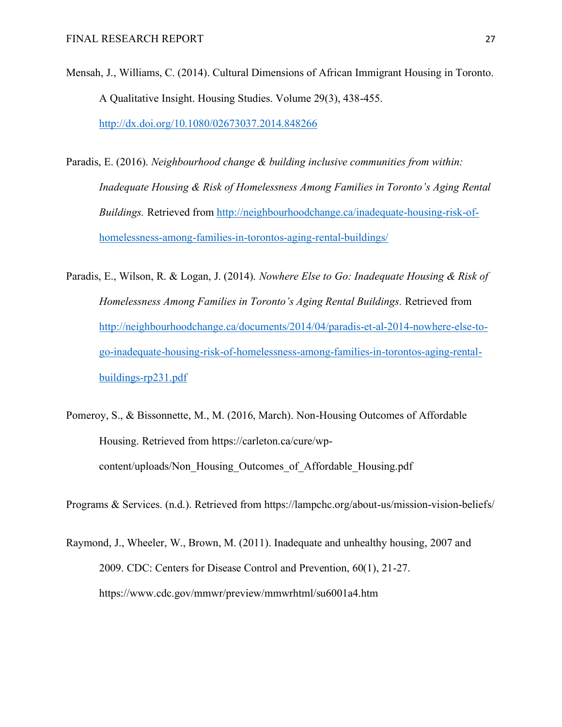Mensah, J., Williams, C. (2014). Cultural Dimensions of African Immigrant Housing in Toronto. A Qualitative Insight. Housing Studies. Volume 29(3), 438-455. http://dx.doi.org/10.1080/02673037.2014.848266

Paradis, E. (2016). *Neighbourhood change & building inclusive communities from within: Inadequate Housing & Risk of Homelessness Among Families in Toronto's Aging Rental Buildings.* Retrieved from http://neighbourhoodchange.ca/inadequate-housing-risk-of-homelessness-among-families-in-torontos-aging-rental-buildings/

Paradis, E., Wilson, R. & Logan, J. (2014). *Nowhere Else to Go: Inadequate Housing & Risk of Homelessness Among Families in Toronto's Aging Rental Buildings.* Retrieved from http://neighbourhoodchange.ca/documents/2014/04/paradis-et-al-2014-nowhere-else-to-go-inadequate-housing-risk-of-homelessness-among-families-in-torontos-aging-rental-buildings-rp231.pdf

Pomeroy, S., & Bissonnette, M., M. (2016, March). Non-Housing Outcomes of Affordable Housing. Retrieved from https://carleton.ca/cure/wp-content/uploads/Non_Housing_Outcomes_of_Affordable_Housing.pdf

Programs & Services. (n.d.). Retrieved from https://lampchc.org/about-us/mission-vision-beliefs/

Raymond, J., Wheeler, W., Brown, M. (2011). Inadequate and unhealthy housing, 2007 and 2009. CDC: Centers for Disease Control and Prevention, 60(1), 21-27. https://www.cdc.gov/mmwr/preview/mmwrhtml/su6001a4.htm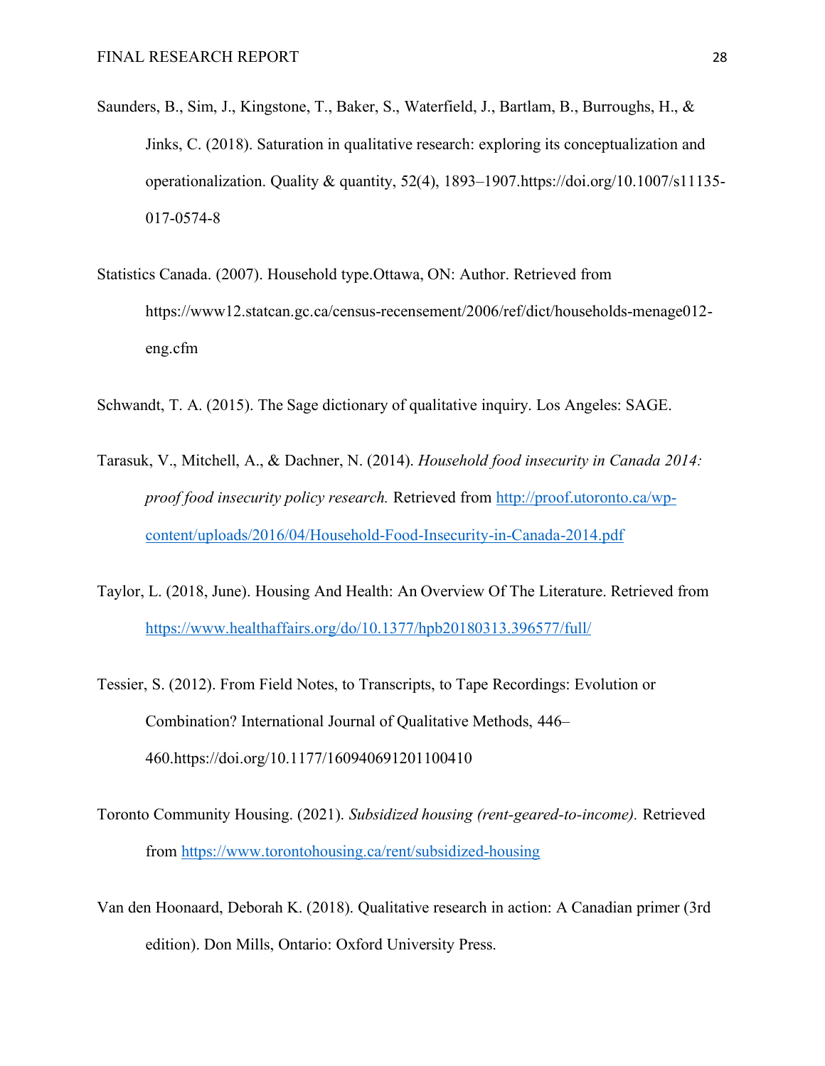Saunders, B., Sim, J., Kingstone, T., Baker, S., Waterfield, J., Bartlam, B., Burroughs, H., & Jinks, C. (2018). Saturation in qualitative research: exploring its conceptualization and operationalization. Quality & quantity, 52(4), 1893–1907.https://doi.org/10.1007/s11135-017-0574-8

Statistics Canada. (2007). Household type.Ottawa, ON: Author. Retrieved from https://www12.statcan.gc.ca/census-recensement/2006/ref/dict/households-menage012-eng.cfm

Schwandt, T. A. (2015). The Sage dictionary of qualitative inquiry. Los Angeles: SAGE.

Tarasuk, V., Mitchell, A., & Dachner, N. (2014). *Household food insecurity in Canada 2014: proof food insecurity policy research.* Retrieved from http://proof.utoronto.ca/wp-content/uploads/2016/04/Household-Food-Insecurity-in-Canada-2014.pdf

Taylor, L. (2018, June). Housing And Health: An Overview Of The Literature. Retrieved from https://www.healthaffairs.org/do/10.1377/hpb20180313.396577/full/

Tessier, S. (2012). From Field Notes, to Transcripts, to Tape Recordings: Evolution or Combination? International Journal of Qualitative Methods, 446–460.https://doi.org/10.1177/160940691201100410

Toronto Community Housing. (2021). *Subsidized housing (rent-geared-to-income).* Retrieved from https://www.torontohousing.ca/rent/subsidized-housing

Van den Hoonaard, Deborah K. (2018). Qualitative research in action: A Canadian primer (3rd edition). Don Mills, Ontario: Oxford University Press.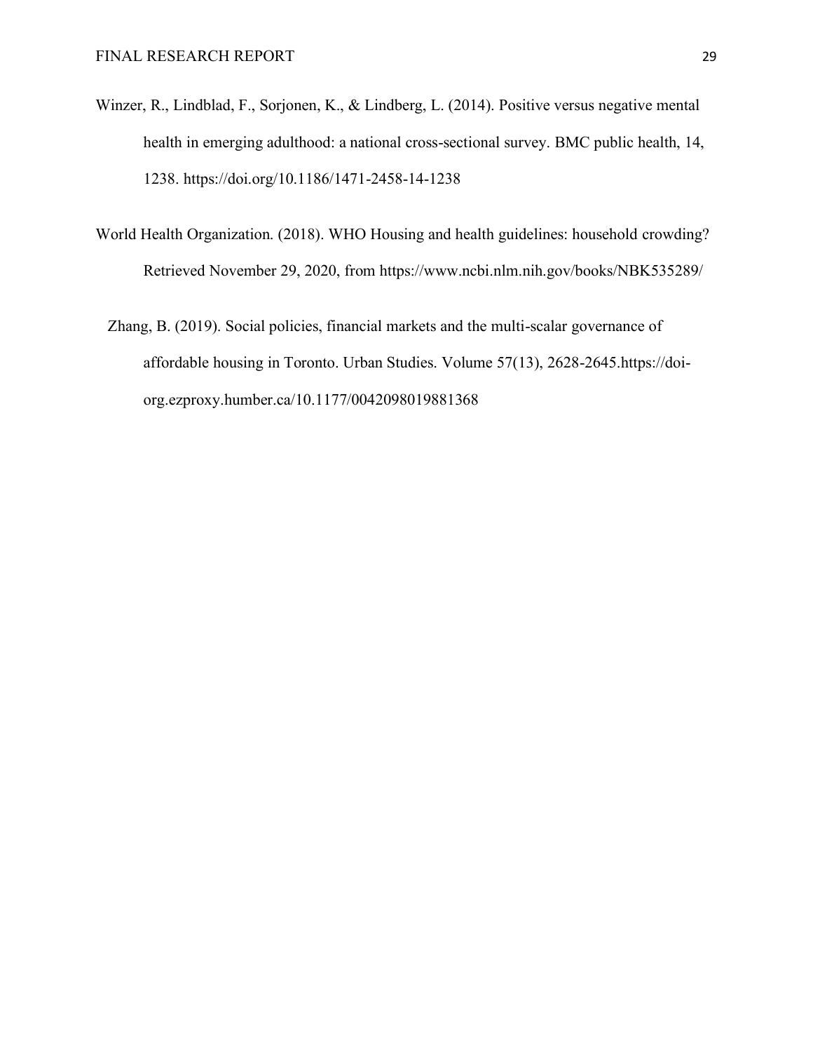Winzer, R., Lindblad, F., Sorjonen, K., & Lindberg, L. (2014). Positive versus negative mental health in emerging adulthood: a national cross-sectional survey. BMC public health, 14, 1238. https://doi.org/10.1186/1471-2458-14-1238

World Health Organization. (2018). WHO Housing and health guidelines: household crowding? Retrieved November 29, 2020, from https://www.ncbi.nlm.nih.gov/books/NBK535289/

Zhang, B. (2019). Social policies, financial markets and the multi-scalar governance of affordable housing in Toronto. Urban Studies. Volume 57(13), 2628-2645.https://doi-org.ezproxy.humber.ca/10.1177/0042098019881368